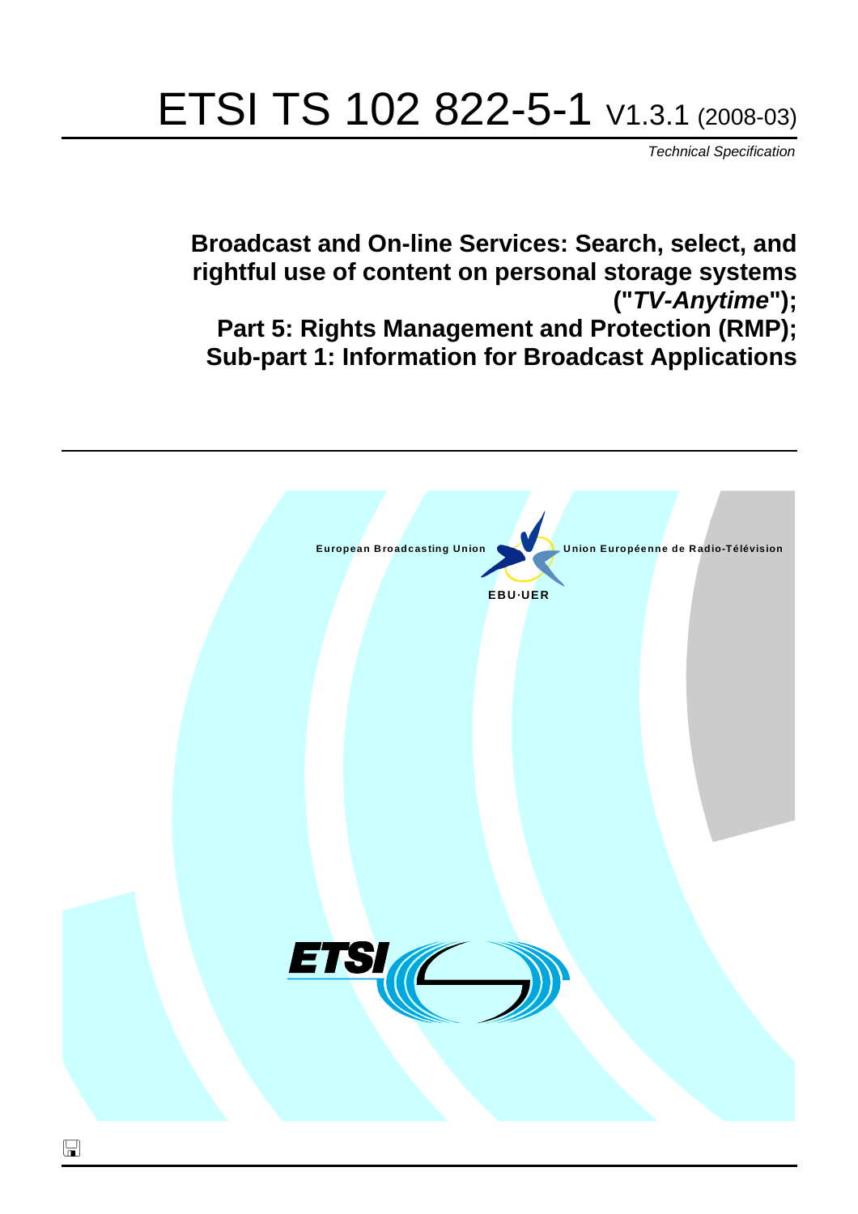# ETSI TS 102 822-5-1 V1.3.1 (2008-03)

*Technical Specification*

## Broadcast and On-line Services: Search, select, and rightful use of content on personal storage systems ("*TV-Anytime*"); Part 5: Rights Management and Protection (RMP); Sub-part 1: Information for Broadcast Applications

European Broadcasting Union — Union Européenne de Radio-Télévision

EBU·UER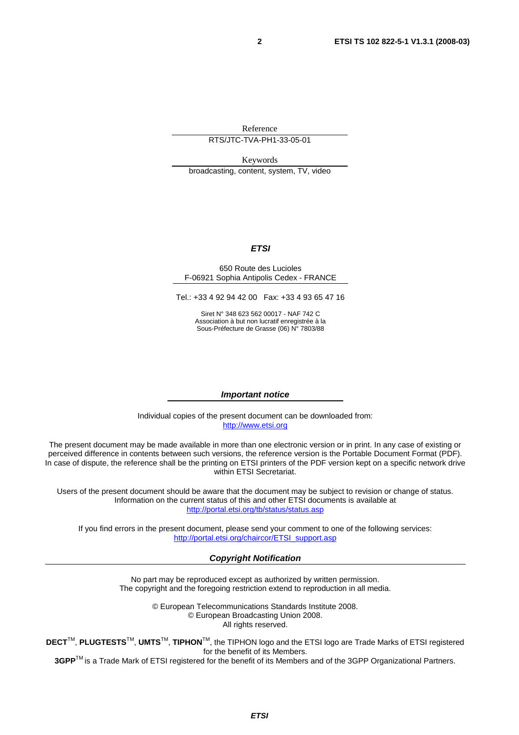Reference

RTS/JTC-TVA-PH1-33-05-01

Keywords

broadcasting, content, system, TV, video

***ETSI***

650 Route des Lucioles
F-06921 Sophia Antipolis Cedex - FRANCE

Tel.: +33 4 92 94 42 00 Fax: +33 4 93 65 47 16

Siret N° 348 623 562 00017 - NAF 742 C
Association à but non lucratif enregistrée à la
Sous-Préfecture de Grasse (06) N° 7803/88

***Important notice***

Individual copies of the present document can be downloaded from:
http://www.etsi.org

The present document may be made available in more than one electronic version or in print. In any case of existing or perceived difference in contents between such versions, the reference version is the Portable Document Format (PDF). In case of dispute, the reference shall be the printing on ETSI printers of the PDF version kept on a specific network drive within ETSI Secretariat.

Users of the present document should be aware that the document may be subject to revision or change of status. Information on the current status of this and other ETSI documents is available at
http://portal.etsi.org/tb/status/status.asp

If you find errors in the present document, please send your comment to one of the following services:
http://portal.etsi.org/chaircor/ETSI_support.asp

***Copyright Notification***

No part may be reproduced except as authorized by written permission.
The copyright and the foregoing restriction extend to reproduction in all media.

© European Telecommunications Standards Institute 2008.
© European Broadcasting Union 2008.
All rights reserved.

**DECT**™, **PLUGTESTS**™, **UMTS**™, **TIPHON**™, the TIPHON logo and the ETSI logo are Trade Marks of ETSI registered for the benefit of its Members.
**3GPP**™ is a Trade Mark of ETSI registered for the benefit of its Members and of the 3GPP Organizational Partners.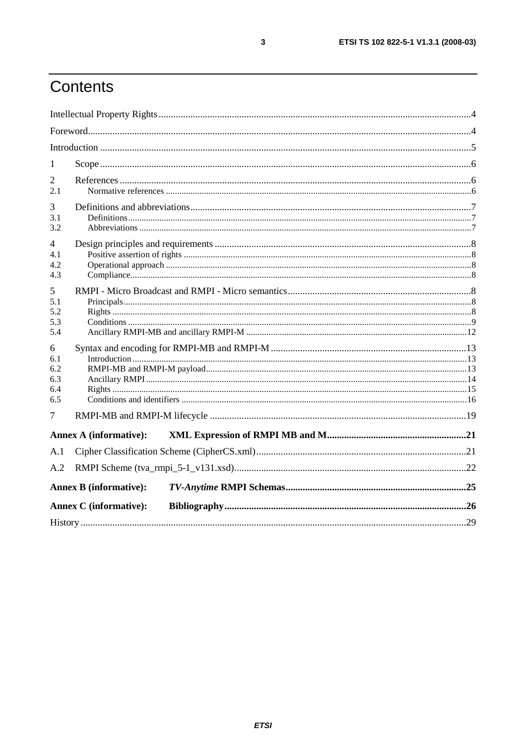# Contents

Intellectual Property Rights ..... 4
Foreword ..... 4
Introduction ..... 5

1 Scope ..... 6

2 References ..... 6
2.1 Normative references ..... 6

3 Definitions and abbreviations ..... 7
3.1 Definitions ..... 7
3.2 Abbreviations ..... 7

4 Design principles and requirements ..... 8
4.1 Positive assertion of rights ..... 8
4.2 Operational approach ..... 8
4.3 Compliance ..... 8

5 RMPI - Micro Broadcast and RMPI - Micro semantics ..... 8
5.1 Principals ..... 8
5.2 Rights ..... 8
5.3 Conditions ..... 9
5.4 Ancillary RMPI-MB and ancillary RMPI-M ..... 12

6 Syntax and encoding for RMPI-MB and RMPI-M ..... 13
6.1 Introduction ..... 13
6.2 RMPI-MB and RMPI-M payload ..... 13
6.3 Ancillary RMPI ..... 14
6.4 Rights ..... 15
6.5 Conditions and identifiers ..... 16

7 RMPI-MB and RMPI-M lifecycle ..... 19

**Annex A (informative): XML Expression of RMPI MB and M ..... 21**

A.1 Cipher Classification Scheme (CipherCS.xml) ..... 21

A.2 RMPI Scheme (tva_rmpi_5-1_v131.xsd) ..... 22

**Annex B (informative): *TV-Anytime* RMPI Schemas ..... 25**

**Annex C (informative): Bibliography ..... 26**

History ..... 29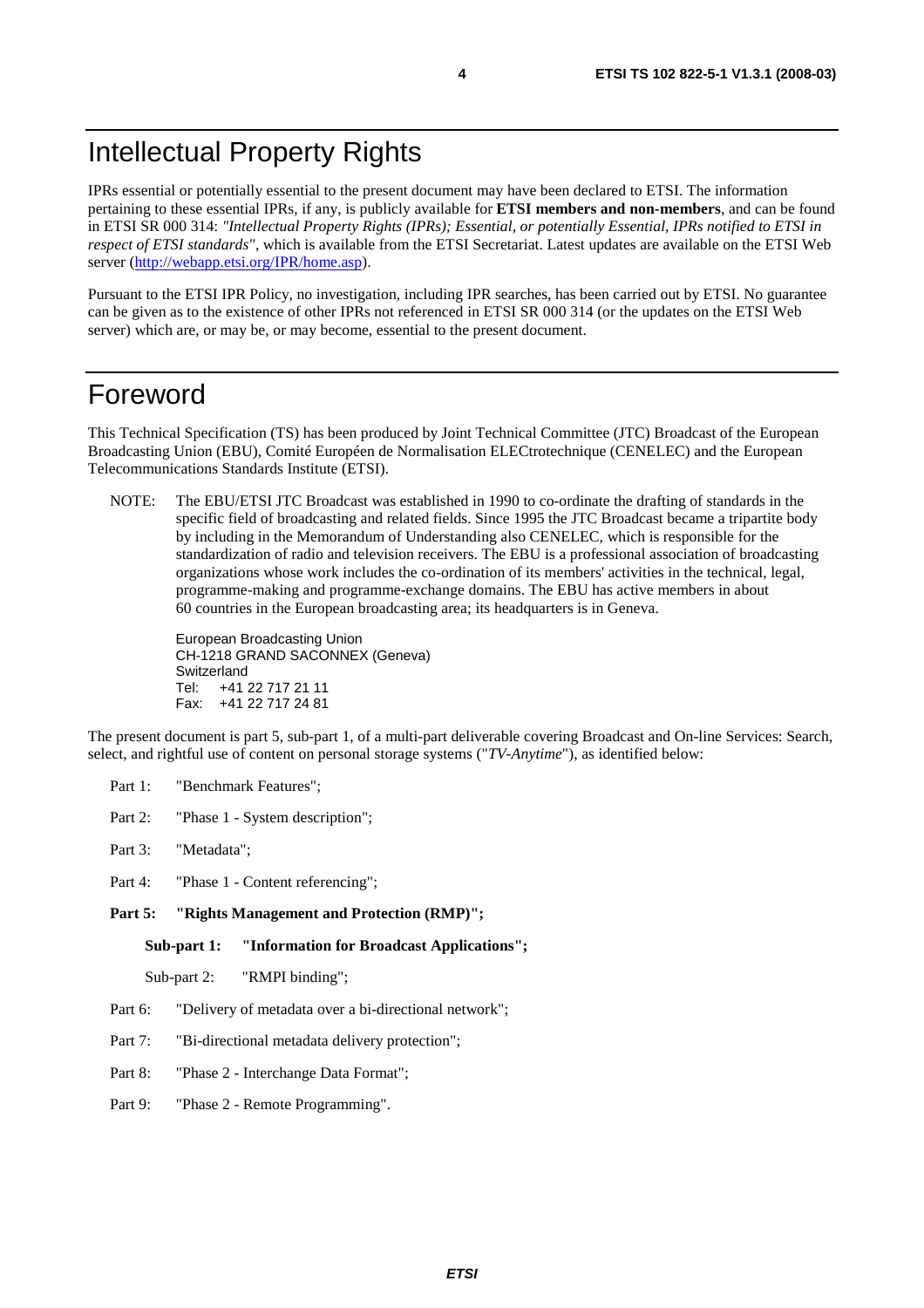# Intellectual Property Rights

IPRs essential or potentially essential to the present document may have been declared to ETSI. The information pertaining to these essential IPRs, if any, is publicly available for **ETSI members and non-members**, and can be found in ETSI SR 000 314: *"Intellectual Property Rights (IPRs); Essential, or potentially Essential, IPRs notified to ETSI in respect of ETSI standards"*, which is available from the ETSI Secretariat. Latest updates are available on the ETSI Web server (http://webapp.etsi.org/IPR/home.asp).

Pursuant to the ETSI IPR Policy, no investigation, including IPR searches, has been carried out by ETSI. No guarantee can be given as to the existence of other IPRs not referenced in ETSI SR 000 314 (or the updates on the ETSI Web server) which are, or may be, or may become, essential to the present document.

# Foreword

This Technical Specification (TS) has been produced by Joint Technical Committee (JTC) Broadcast of the European Broadcasting Union (EBU), Comité Européen de Normalisation ELECtrotechnique (CENELEC) and the European Telecommunications Standards Institute (ETSI).

NOTE: The EBU/ETSI JTC Broadcast was established in 1990 to co-ordinate the drafting of standards in the specific field of broadcasting and related fields. Since 1995 the JTC Broadcast became a tripartite body by including in the Memorandum of Understanding also CENELEC, which is responsible for the standardization of radio and television receivers. The EBU is a professional association of broadcasting organizations whose work includes the co-ordination of its members' activities in the technical, legal, programme-making and programme-exchange domains. The EBU has active members in about 60 countries in the European broadcasting area; its headquarters is in Geneva.

European Broadcasting Union
CH-1218 GRAND SACONNEX (Geneva)
Switzerland
Tel: +41 22 717 21 11
Fax: +41 22 717 24 81

The present document is part 5, sub-part 1, of a multi-part deliverable covering Broadcast and On-line Services: Search, select, and rightful use of content on personal storage systems ("*TV-Anytime*"), as identified below:

- Part 1: "Benchmark Features";
- Part 2: "Phase 1 - System description";
- Part 3: "Metadata";
- Part 4: "Phase 1 - Content referencing";
- **Part 5: "Rights Management and Protection (RMP)";**
  - **Sub-part 1: "Information for Broadcast Applications";**
  - Sub-part 2: "RMPI binding";
- Part 6: "Delivery of metadata over a bi-directional network";
- Part 7: "Bi-directional metadata delivery protection";
- Part 8: "Phase 2 - Interchange Data Format";
- Part 9: "Phase 2 - Remote Programming".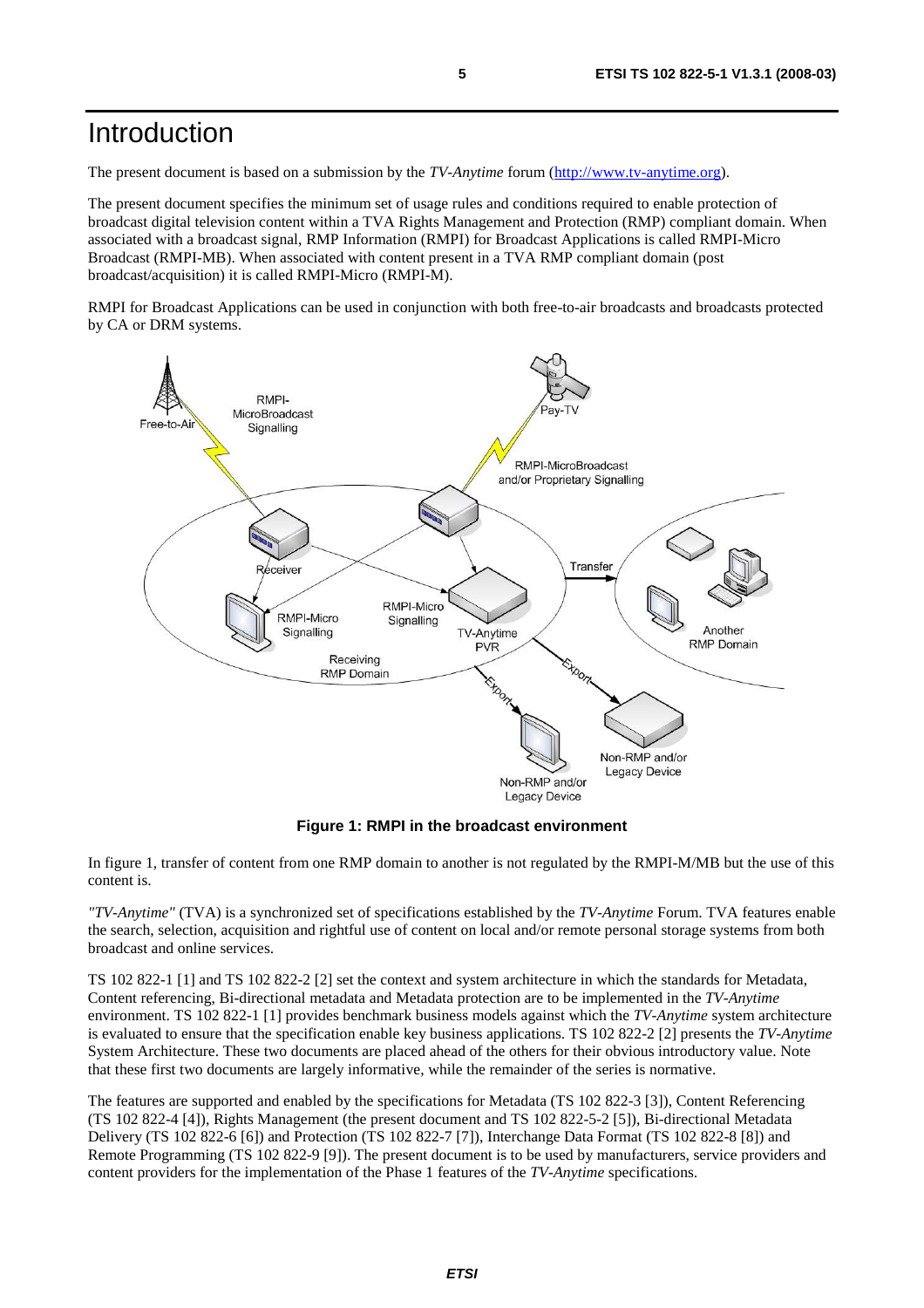# Introduction

The present document is based on a submission by the *TV-Anytime* forum (http://www.tv-anytime.org).

The present document specifies the minimum set of usage rules and conditions required to enable protection of broadcast digital television content within a TVA Rights Management and Protection (RMP) compliant domain. When associated with a broadcast signal, RMP Information (RMPI) for Broadcast Applications is called RMPI-Micro Broadcast (RMPI-MB). When associated with content present in a TVA RMP compliant domain (post broadcast/acquisition) it is called RMPI-Micro (RMPI-M).

RMPI for Broadcast Applications can be used in conjunction with both free-to-air broadcasts and broadcasts protected by CA or DRM systems.

**Figure 1: RMPI in the broadcast environment**

In figure 1, transfer of content from one RMP domain to another is not regulated by the RMPI-M/MB but the use of this content is.

*"TV-Anytime"* (TVA) is a synchronized set of specifications established by the *TV-Anytime* Forum. TVA features enable the search, selection, acquisition and rightful use of content on local and/or remote personal storage systems from both broadcast and online services.

TS 102 822-1 [1] and TS 102 822-2 [2] set the context and system architecture in which the standards for Metadata, Content referencing, Bi-directional metadata and Metadata protection are to be implemented in the *TV-Anytime* environment. TS 102 822-1 [1] provides benchmark business models against which the *TV-Anytime* system architecture is evaluated to ensure that the specification enable key business applications. TS 102 822-2 [2] presents the *TV-Anytime* System Architecture. These two documents are placed ahead of the others for their obvious introductory value. Note that these first two documents are largely informative, while the remainder of the series is normative.

The features are supported and enabled by the specifications for Metadata (TS 102 822-3 [3]), Content Referencing (TS 102 822-4 [4]), Rights Management (the present document and TS 102 822-5-2 [5]), Bi-directional Metadata Delivery (TS 102 822-6 [6]) and Protection (TS 102 822-7 [7]), Interchange Data Format (TS 102 822-8 [8]) and Remote Programming (TS 102 822-9 [9]). The present document is to be used by manufacturers, service providers and content providers for the implementation of the Phase 1 features of the *TV-Anytime* specifications.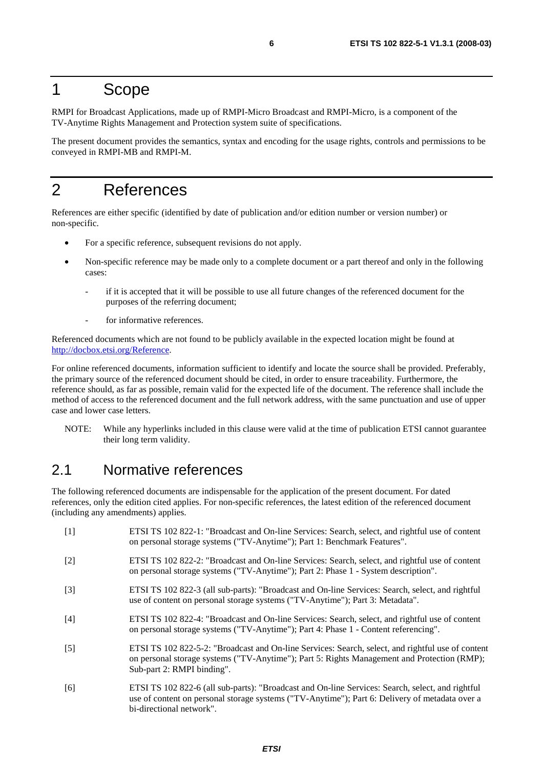# 1 Scope

RMPI for Broadcast Applications, made up of RMPI-Micro Broadcast and RMPI-Micro, is a component of the TV-Anytime Rights Management and Protection system suite of specifications.

The present document provides the semantics, syntax and encoding for the usage rights, controls and permissions to be conveyed in RMPI-MB and RMPI-M.

# 2 References

References are either specific (identified by date of publication and/or edition number or version number) or non-specific.

- For a specific reference, subsequent revisions do not apply.
- Non-specific reference may be made only to a complete document or a part thereof and only in the following cases:
  - if it is accepted that it will be possible to use all future changes of the referenced document for the purposes of the referring document;
  - for informative references.

Referenced documents which are not found to be publicly available in the expected location might be found at http://docbox.etsi.org/Reference.

For online referenced documents, information sufficient to identify and locate the source shall be provided. Preferably, the primary source of the referenced document should be cited, in order to ensure traceability. Furthermore, the reference should, as far as possible, remain valid for the expected life of the document. The reference shall include the method of access to the referenced document and the full network address, with the same punctuation and use of upper case and lower case letters.

NOTE: While any hyperlinks included in this clause were valid at the time of publication ETSI cannot guarantee their long term validity.

## 2.1 Normative references

The following referenced documents are indispensable for the application of the present document. For dated references, only the edition cited applies. For non-specific references, the latest edition of the referenced document (including any amendments) applies.

[1] ETSI TS 102 822-1: "Broadcast and On-line Services: Search, select, and rightful use of content on personal storage systems ("TV-Anytime"); Part 1: Benchmark Features".

[2] ETSI TS 102 822-2: "Broadcast and On-line Services: Search, select, and rightful use of content on personal storage systems ("TV-Anytime"); Part 2: Phase 1 - System description".

[3] ETSI TS 102 822-3 (all sub-parts): "Broadcast and On-line Services: Search, select, and rightful use of content on personal storage systems ("TV-Anytime"); Part 3: Metadata".

[4] ETSI TS 102 822-4: "Broadcast and On-line Services: Search, select, and rightful use of content on personal storage systems ("TV-Anytime"); Part 4: Phase 1 - Content referencing".

[5] ETSI TS 102 822-5-2: "Broadcast and On-line Services: Search, select, and rightful use of content on personal storage systems ("TV-Anytime"); Part 5: Rights Management and Protection (RMP); Sub-part 2: RMPI binding".

[6] ETSI TS 102 822-6 (all sub-parts): "Broadcast and On-line Services: Search, select, and rightful use of content on personal storage systems ("TV-Anytime"); Part 6: Delivery of metadata over a bi-directional network".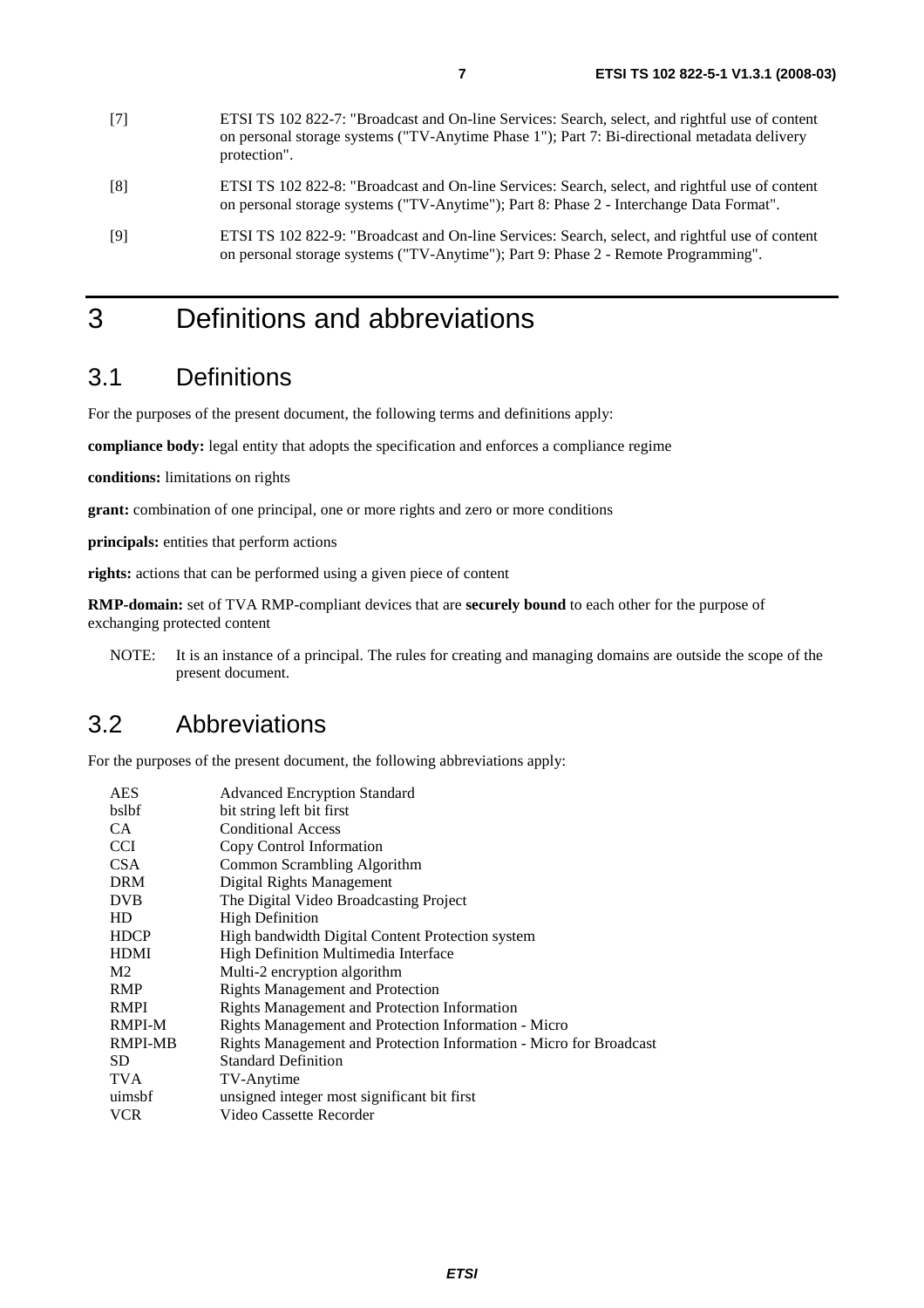[7] ETSI TS 102 822-7: "Broadcast and On-line Services: Search, select, and rightful use of content on personal storage systems ("TV-Anytime Phase 1"); Part 7: Bi-directional metadata delivery protection".

[8] ETSI TS 102 822-8: "Broadcast and On-line Services: Search, select, and rightful use of content on personal storage systems ("TV-Anytime"); Part 8: Phase 2 - Interchange Data Format".

[9] ETSI TS 102 822-9: "Broadcast and On-line Services: Search, select, and rightful use of content on personal storage systems ("TV-Anytime"); Part 9: Phase 2 - Remote Programming".

# 3 Definitions and abbreviations

## 3.1 Definitions

For the purposes of the present document, the following terms and definitions apply:

**compliance body:** legal entity that adopts the specification and enforces a compliance regime

**conditions:** limitations on rights

**grant:** combination of one principal, one or more rights and zero or more conditions

**principals:** entities that perform actions

**rights:** actions that can be performed using a given piece of content

**RMP-domain:** set of TVA RMP-compliant devices that are **securely bound** to each other for the purpose of exchanging protected content

NOTE: It is an instance of a principal. The rules for creating and managing domains are outside the scope of the present document.

## 3.2 Abbreviations

For the purposes of the present document, the following abbreviations apply:

| | |
|---|---|
| AES | Advanced Encryption Standard |
| bslbf | bit string left bit first |
| CA | Conditional Access |
| CCI | Copy Control Information |
| CSA | Common Scrambling Algorithm |
| DRM | Digital Rights Management |
| DVB | The Digital Video Broadcasting Project |
| HD | High Definition |
| HDCP | High bandwidth Digital Content Protection system |
| HDMI | High Definition Multimedia Interface |
| M2 | Multi-2 encryption algorithm |
| RMP | Rights Management and Protection |
| RMPI | Rights Management and Protection Information |
| RMPI-M | Rights Management and Protection Information - Micro |
| RMPI-MB | Rights Management and Protection Information - Micro for Broadcast |
| SD | Standard Definition |
| TVA | TV-Anytime |
| uimsbf | unsigned integer most significant bit first |
| VCR | Video Cassette Recorder |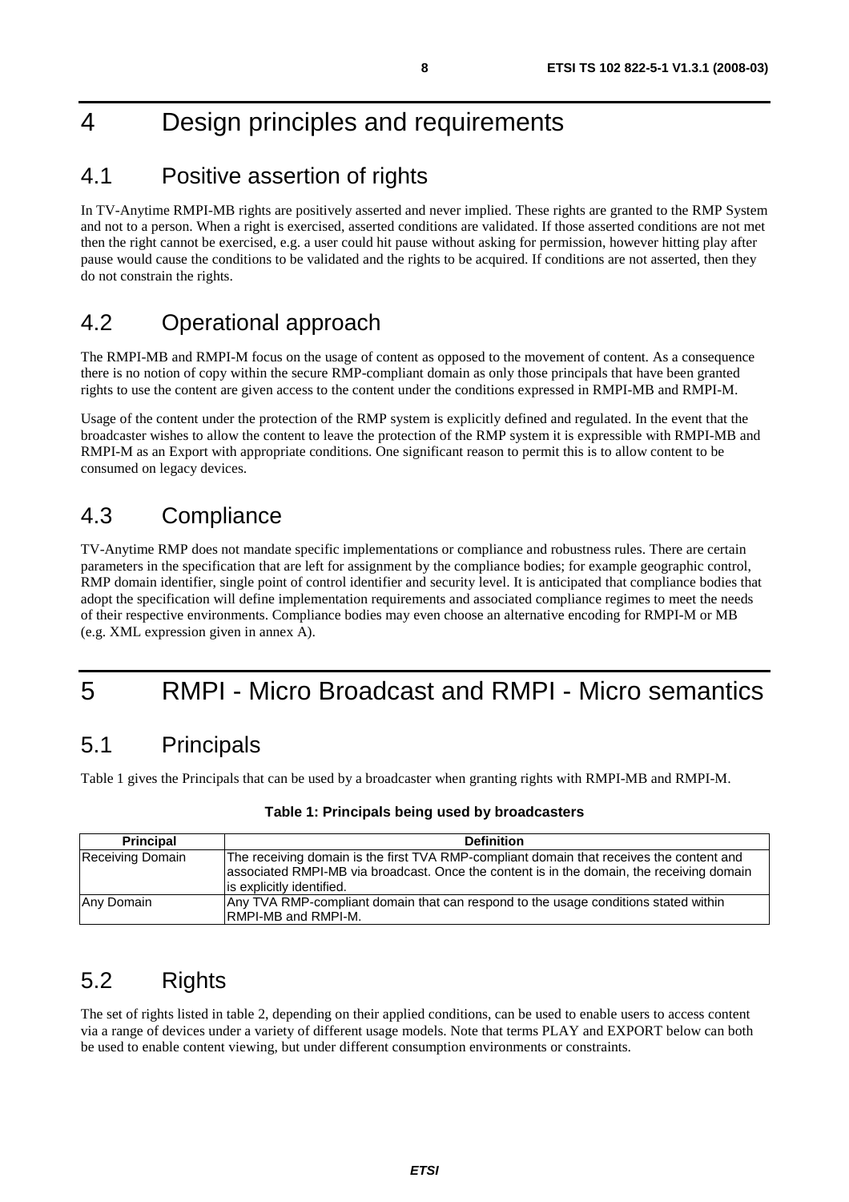# 4 Design principles and requirements

## 4.1 Positive assertion of rights

In TV-Anytime RMPI-MB rights are positively asserted and never implied. These rights are granted to the RMP System and not to a person. When a right is exercised, asserted conditions are validated. If those asserted conditions are not met then the right cannot be exercised, e.g. a user could hit pause without asking for permission, however hitting play after pause would cause the conditions to be validated and the rights to be acquired. If conditions are not asserted, then they do not constrain the rights.

## 4.2 Operational approach

The RMPI-MB and RMPI-M focus on the usage of content as opposed to the movement of content. As a consequence there is no notion of copy within the secure RMP-compliant domain as only those principals that have been granted rights to use the content are given access to the content under the conditions expressed in RMPI-MB and RMPI-M.

Usage of the content under the protection of the RMP system is explicitly defined and regulated. In the event that the broadcaster wishes to allow the content to leave the protection of the RMP system it is expressible with RMPI-MB and RMPI-M as an Export with appropriate conditions. One significant reason to permit this is to allow content to be consumed on legacy devices.

## 4.3 Compliance

TV-Anytime RMP does not mandate specific implementations or compliance and robustness rules. There are certain parameters in the specification that are left for assignment by the compliance bodies; for example geographic control, RMP domain identifier, single point of control identifier and security level. It is anticipated that compliance bodies that adopt the specification will define implementation requirements and associated compliance regimes to meet the needs of their respective environments. Compliance bodies may even choose an alternative encoding for RMPI-M or MB (e.g. XML expression given in annex A).

# 5 RMPI - Micro Broadcast and RMPI - Micro semantics

## 5.1 Principals

Table 1 gives the Principals that can be used by a broadcaster when granting rights with RMPI-MB and RMPI-M.

**Table 1: Principals being used by broadcasters**

| Principal | Definition |
|---|---|
| Receiving Domain | The receiving domain is the first TVA RMP-compliant domain that receives the content and associated RMPI-MB via broadcast. Once the content is in the domain, the receiving domain is explicitly identified. |
| Any Domain | Any TVA RMP-compliant domain that can respond to the usage conditions stated within RMPI-MB and RMPI-M. |

## 5.2 Rights

The set of rights listed in table 2, depending on their applied conditions, can be used to enable users to access content via a range of devices under a variety of different usage models. Note that terms PLAY and EXPORT below can both be used to enable content viewing, but under different consumption environments or constraints.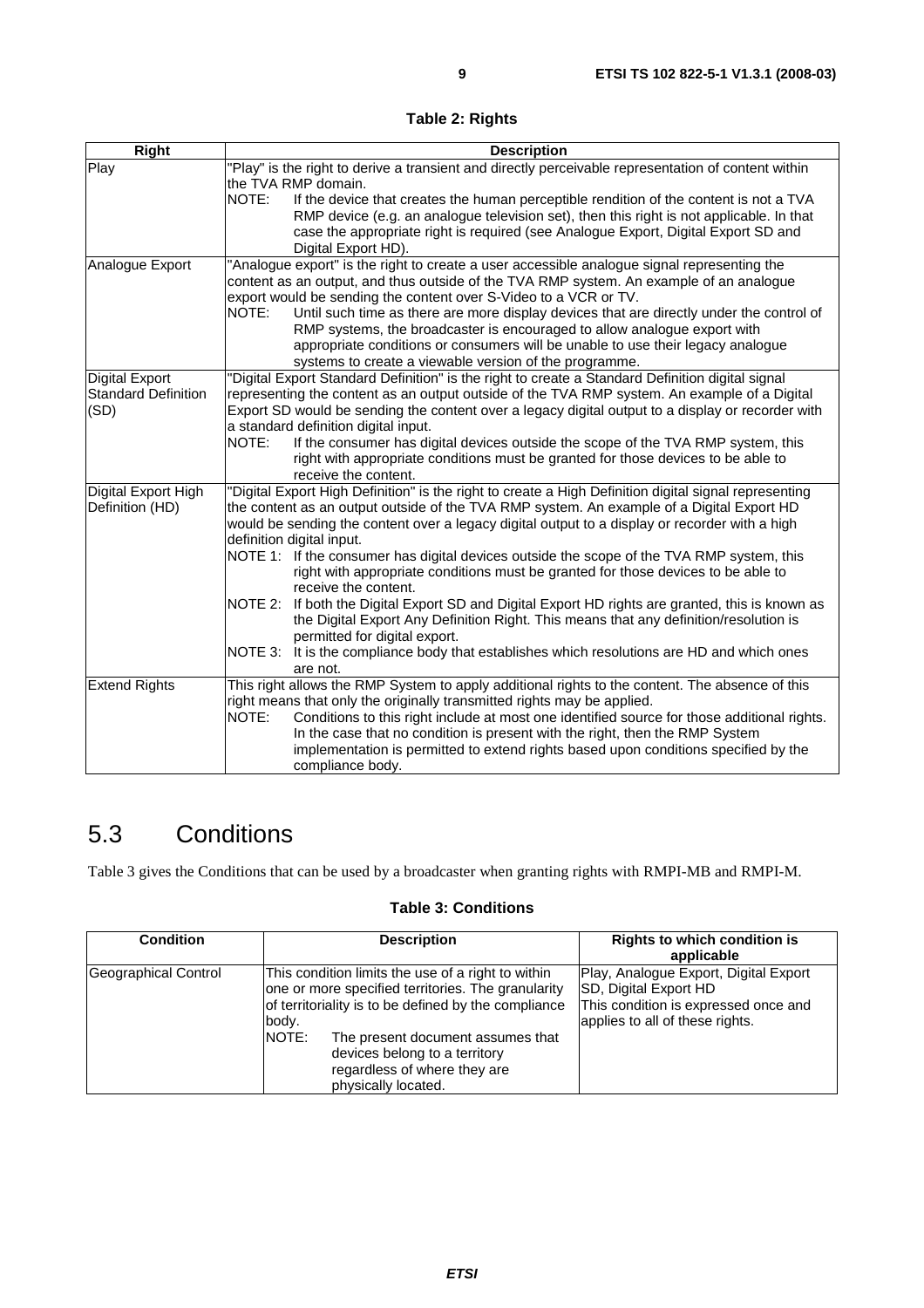**Table 2: Rights**

| Right | Description |
|---|---|
| Play | "Play" is the right to derive a transient and directly perceivable representation of content within the TVA RMP domain.<br>NOTE: If the device that creates the human perceptible rendition of the content is not a TVA RMP device (e.g. an analogue television set), then this right is not applicable. In that case the appropriate right is required (see Analogue Export, Digital Export SD and Digital Export HD). |
| Analogue Export | "Analogue export" is the right to create a user accessible analogue signal representing the content as an output, and thus outside of the TVA RMP system. An example of an analogue export would be sending the content over S-Video to a VCR or TV.<br>NOTE: Until such time as there are more display devices that are directly under the control of RMP systems, the broadcaster is encouraged to allow analogue export with appropriate conditions or consumers will be unable to use their legacy analogue systems to create a viewable version of the programme. |
| Digital Export Standard Definition (SD) | "Digital Export Standard Definition" is the right to create a Standard Definition digital signal representing the content as an output outside of the TVA RMP system. An example of a Digital Export SD would be sending the content over a legacy digital output to a display or recorder with a standard definition digital input.<br>NOTE: If the consumer has digital devices outside the scope of the TVA RMP system, this right with appropriate conditions must be granted for those devices to be able to receive the content. |
| Digital Export High Definition (HD) | "Digital Export High Definition" is the right to create a High Definition digital signal representing the content as an output outside of the TVA RMP system. An example of a Digital Export HD would be sending the content over a legacy digital output to a display or recorder with a high definition digital input.<br>NOTE 1: If the consumer has digital devices outside the scope of the TVA RMP system, this right with appropriate conditions must be granted for those devices to be able to receive the content.<br>NOTE 2: If both the Digital Export SD and Digital Export HD rights are granted, this is known as the Digital Export Any Definition Right. This means that any definition/resolution is permitted for digital export.<br>NOTE 3: It is the compliance body that establishes which resolutions are HD and which ones are not. |
| Extend Rights | This right allows the RMP System to apply additional rights to the content. The absence of this right means that only the originally transmitted rights may be applied.<br>NOTE: Conditions to this right include at most one identified source for those additional rights. In the case that no condition is present with the right, then the RMP System implementation is permitted to extend rights based upon conditions specified by the compliance body. |

## 5.3 Conditions

Table 3 gives the Conditions that can be used by a broadcaster when granting rights with RMPI-MB and RMPI-M.

**Table 3: Conditions**

| Condition | Description | Rights to which condition is applicable |
|---|---|---|
| Geographical Control | This condition limits the use of a right to within one or more specified territories. The granularity of territoriality is to be defined by the compliance body.<br>NOTE: The present document assumes that devices belong to a territory regardless of where they are physically located. | Play, Analogue Export, Digital Export SD, Digital Export HD<br>This condition is expressed once and applies to all of these rights. |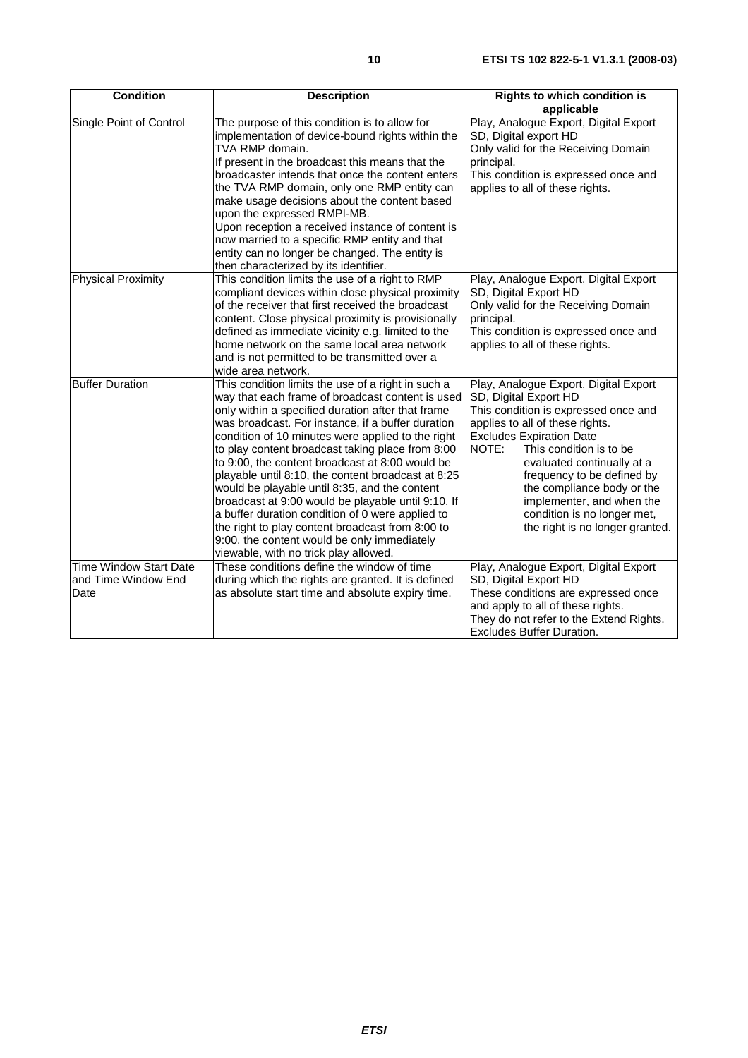| Condition | Description | Rights to which condition is applicable |
|---|---|---|
| Single Point of Control | The purpose of this condition is to allow for implementation of device-bound rights within the TVA RMP domain.<br>If present in the broadcast this means that the broadcaster intends that once the content enters the TVA RMP domain, only one RMP entity can make usage decisions about the content based upon the expressed RMPI-MB.<br>Upon reception a received instance of content is now married to a specific RMP entity and that entity can no longer be changed. The entity is then characterized by its identifier. | Play, Analogue Export, Digital Export SD, Digital export HD<br>Only valid for the Receiving Domain principal.<br>This condition is expressed once and applies to all of these rights. |
| Physical Proximity | This condition limits the use of a right to RMP compliant devices within close physical proximity of the receiver that first received the broadcast content. Close physical proximity is provisionally defined as immediate vicinity e.g. limited to the home network on the same local area network and is not permitted to be transmitted over a wide area network. | Play, Analogue Export, Digital Export SD, Digital Export HD<br>Only valid for the Receiving Domain principal.<br>This condition is expressed once and applies to all of these rights. |
| Buffer Duration | This condition limits the use of a right in such a way that each frame of broadcast content is used only within a specified duration after that frame was broadcast. For instance, if a buffer duration condition of 10 minutes were applied to the right to play content broadcast taking place from 8:00 to 9:00, the content broadcast at 8:00 would be playable until 8:10, the content broadcast at 8:25 would be playable until 8:35, and the content broadcast at 9:00 would be playable until 9:10. If a buffer duration condition of 0 were applied to the right to play content broadcast from 8:00 to 9:00, the content would be only immediately viewable, with no trick play allowed. | Play, Analogue Export, Digital Export SD, Digital Export HD<br>This condition is expressed once and applies to all of these rights.<br>Excludes Expiration Date<br>NOTE: This condition is to be evaluated continually at a frequency to be defined by the compliance body or the implementer, and when the condition is no longer met, the right is no longer granted. |
| Time Window Start Date and Time Window End Date | These conditions define the window of time during which the rights are granted. It is defined as absolute start time and absolute expiry time. | Play, Analogue Export, Digital Export SD, Digital Export HD<br>These conditions are expressed once and apply to all of these rights.<br>They do not refer to the Extend Rights.<br>Excludes Buffer Duration. |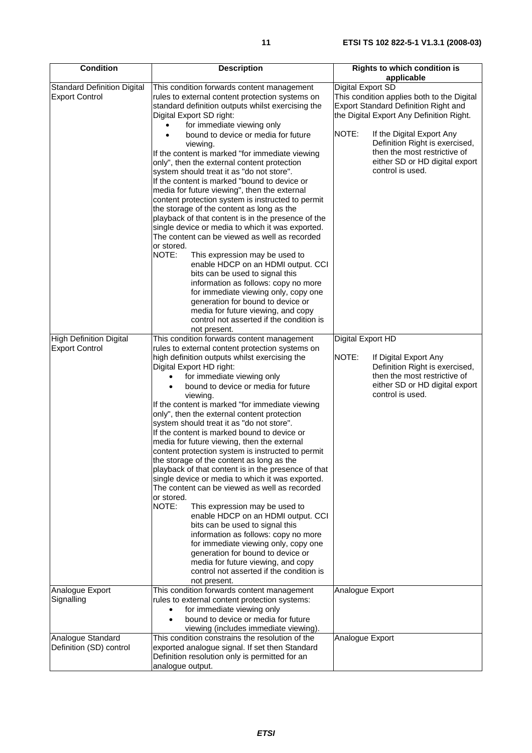| Condition | Description | Rights to which condition is applicable |
| --- | --- | --- |
| Standard Definition Digital Export Control | This condition forwards content management rules to external content protection systems on standard definition outputs whilst exercising the Digital Export SD right: <br>• for immediate viewing only <br>• bound to device or media for future viewing. <br>If the content is marked "for immediate viewing only", then the external content protection system should treat it as "do not store". <br>If the content is marked "bound to device or media for future viewing", then the external content protection system is instructed to permit the storage of the content as long as the playback of that content is in the presence of the single device or media to which it was exported. The content can be viewed as well as recorded or stored. <br>NOTE: This expression may be used to enable HDCP on an HDMI output. CCI bits can be used to signal this information as follows: copy no more for immediate viewing only, copy one generation for bound to device or media for future viewing, and copy control not asserted if the condition is not present. | Digital Export SD <br>This condition applies both to the Digital Export Standard Definition Right and the Digital Export Any Definition Right. <br>NOTE: If the Digital Export Any Definition Right is exercised, then the most restrictive of either SD or HD digital export control is used. |
| High Definition Digital Export Control | This condition forwards content management rules to external content protection systems on high definition outputs whilst exercising the Digital Export HD right: <br>• for immediate viewing only <br>• bound to device or media for future viewing. <br>If the content is marked "for immediate viewing only", then the external content protection system should treat it as "do not store". <br>If the content is marked bound to device or media for future viewing, then the external content protection system is instructed to permit the storage of the content as long as the playback of that content is in the presence of that single device or media to which it was exported. The content can be viewed as well as recorded or stored. <br>NOTE: This expression may be used to enable HDCP on an HDMI output. CCI bits can be used to signal this information as follows: copy no more for immediate viewing only, copy one generation for bound to device or media for future viewing, and copy control not asserted if the condition is not present. | Digital Export HD <br>NOTE: If Digital Export Any Definition Right is exercised, then the most restrictive of either SD or HD digital export control is used. |
| Analogue Export Signalling | This condition forwards content management rules to external content protection systems: <br>• for immediate viewing only <br>• bound to device or media for future viewing (includes immediate viewing). | Analogue Export |
| Analogue Standard Definition (SD) control | This condition constrains the resolution of the exported analogue signal. If set then Standard Definition resolution only is permitted for an analogue output. | Analogue Export |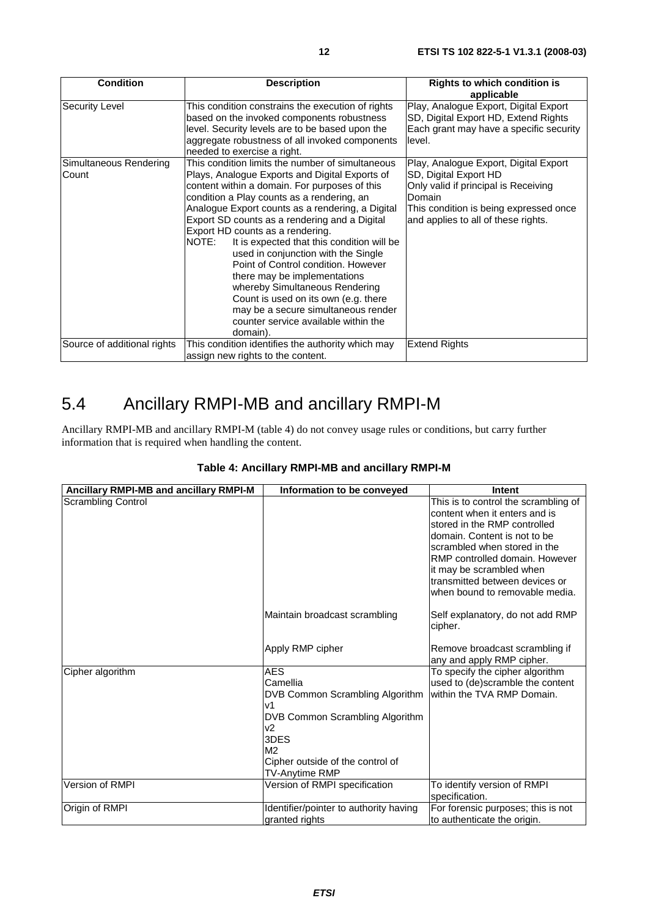| Condition | Description | Rights to which condition is applicable |
|---|---|---|
| Security Level | This condition constrains the execution of rights based on the invoked components robustness level. Security levels are to be based upon the aggregate robustness of all invoked components needed to exercise a right. | Play, Analogue Export, Digital Export SD, Digital Export HD, Extend Rights<br>Each grant may have a specific security level. |
| Simultaneous Rendering Count | This condition limits the number of simultaneous Plays, Analogue Exports and Digital Exports of content within a domain. For purposes of this condition a Play counts as a rendering, an Analogue Export counts as a rendering, a Digital Export SD counts as a rendering and a Digital Export HD counts as a rendering.<br>NOTE: It is expected that this condition will be used in conjunction with the Single Point of Control condition. However there may be implementations whereby Simultaneous Rendering Count is used on its own (e.g. there may be a secure simultaneous render counter service available within the domain). | Play, Analogue Export, Digital Export SD, Digital Export HD<br>Only valid if principal is Receiving Domain<br>This condition is being expressed once and applies to all of these rights. |
| Source of additional rights | This condition identifies the authority which may assign new rights to the content. | Extend Rights |

## 5.4 Ancillary RMPI-MB and ancillary RMPI-M

Ancillary RMPI-MB and ancillary RMPI-M (table 4) do not convey usage rules or conditions, but carry further information that is required when handling the content.

**Table 4: Ancillary RMPI-MB and ancillary RMPI-M**

| Ancillary RMPI-MB and ancillary RMPI-M | Information to be conveyed | Intent |
|---|---|---|
| Scrambling Control | | This is to control the scrambling of content when it enters and is stored in the RMP controlled domain. Content is not to be scrambled when stored in the RMP controlled domain. However it may be scrambled when transmitted between devices or when bound to removable media. |
| | Maintain broadcast scrambling | Self explanatory, do not add RMP cipher. |
| | Apply RMP cipher | Remove broadcast scrambling if any and apply RMP cipher. |
| Cipher algorithm | AES<br>Camellia<br>DVB Common Scrambling Algorithm v1<br>DVB Common Scrambling Algorithm v2<br>3DES<br>M2<br>Cipher outside of the control of TV-Anytime RMP | To specify the cipher algorithm used to (de)scramble the content within the TVA RMP Domain. |
| Version of RMPI | Version of RMPI specification | To identify version of RMPI specification. |
| Origin of RMPI | Identifier/pointer to authority having granted rights | For forensic purposes; this is not to authenticate the origin. |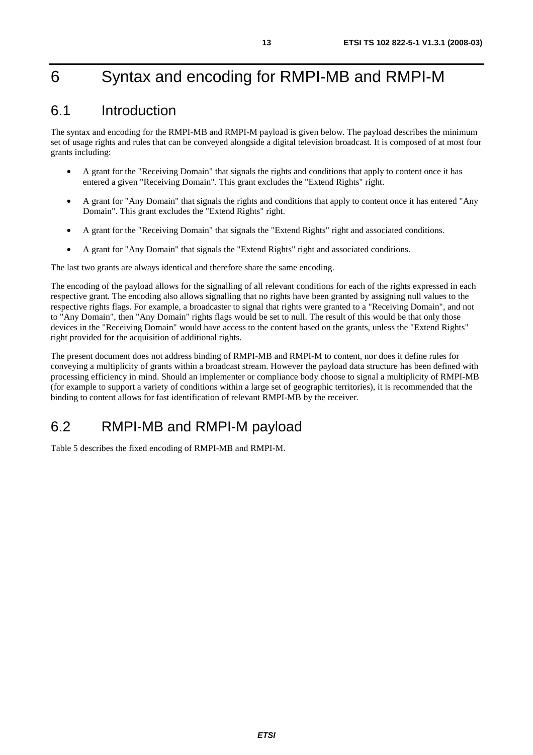# 6 Syntax and encoding for RMPI-MB and RMPI-M

## 6.1 Introduction

The syntax and encoding for the RMPI-MB and RMPI-M payload is given below. The payload describes the minimum set of usage rights and rules that can be conveyed alongside a digital television broadcast. It is composed of at most four grants including:

- A grant for the "Receiving Domain" that signals the rights and conditions that apply to content once it has entered a given "Receiving Domain". This grant excludes the "Extend Rights" right.
- A grant for "Any Domain" that signals the rights and conditions that apply to content once it has entered "Any Domain". This grant excludes the "Extend Rights" right.
- A grant for the "Receiving Domain" that signals the "Extend Rights" right and associated conditions.
- A grant for "Any Domain" that signals the "Extend Rights" right and associated conditions.

The last two grants are always identical and therefore share the same encoding.

The encoding of the payload allows for the signalling of all relevant conditions for each of the rights expressed in each respective grant. The encoding also allows signalling that no rights have been granted by assigning null values to the respective rights flags. For example, a broadcaster to signal that rights were granted to a "Receiving Domain", and not to "Any Domain", then "Any Domain" rights flags would be set to null. The result of this would be that only those devices in the "Receiving Domain" would have access to the content based on the grants, unless the "Extend Rights" right provided for the acquisition of additional rights.

The present document does not address binding of RMPI-MB and RMPI-M to content, nor does it define rules for conveying a multiplicity of grants within a broadcast stream. However the payload data structure has been defined with processing efficiency in mind. Should an implementer or compliance body choose to signal a multiplicity of RMPI-MB (for example to support a variety of conditions within a large set of geographic territories), it is recommended that the binding to content allows for fast identification of relevant RMPI-MB by the receiver.

## 6.2 RMPI-MB and RMPI-M payload

Table 5 describes the fixed encoding of RMPI-MB and RMPI-M.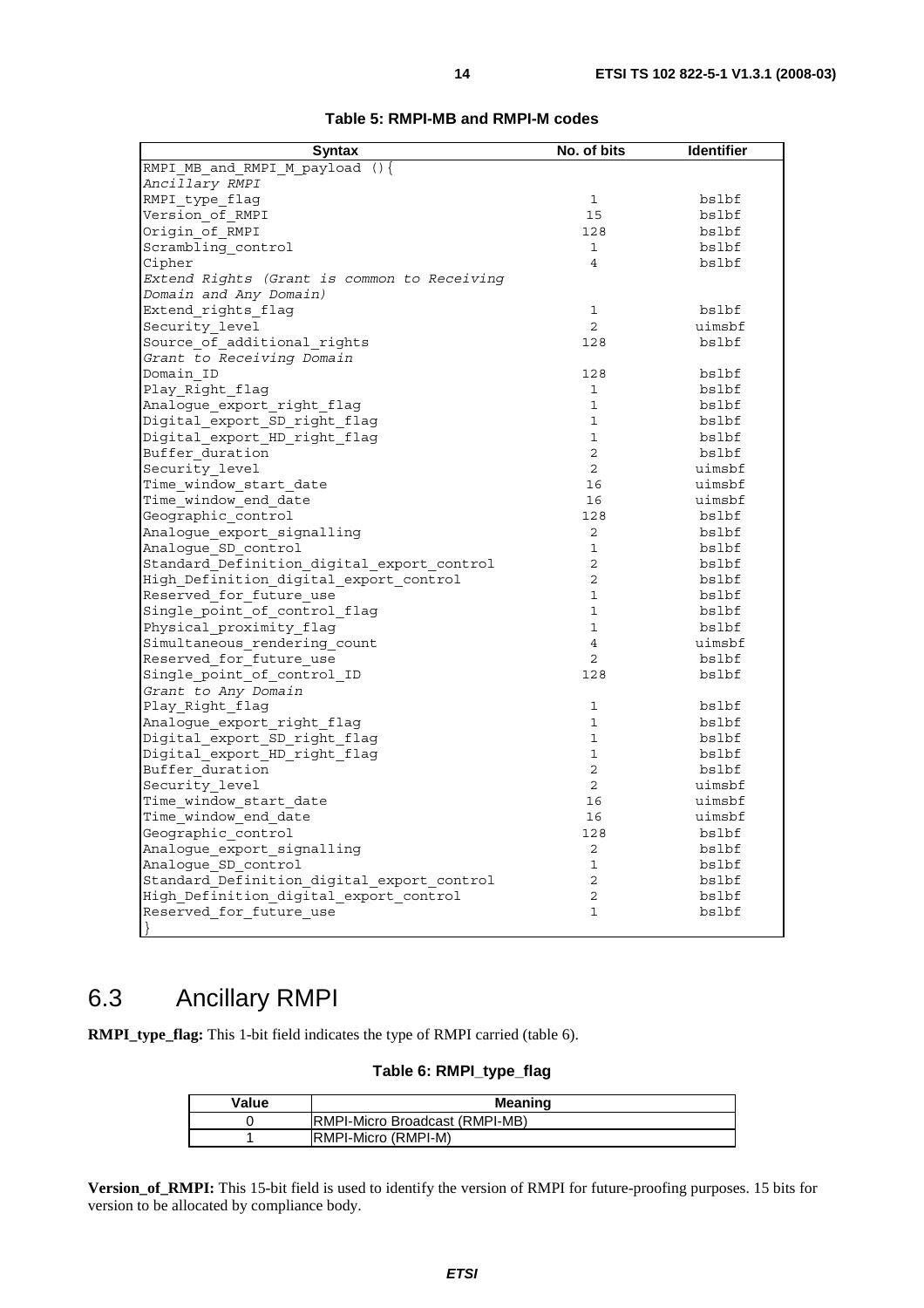**Table 5: RMPI-MB and RMPI-M codes**

| Syntax | No. of bits | Identifier |
|---|---|---|
| RMPI_MB_and_RMPI_M_payload (){ | | |
| *Ancillary RMPI* | | |
| RMPI_type_flag | 1 | bslbf |
| Version_of_RMPI | 15 | bslbf |
| Origin_of_RMPI | 128 | bslbf |
| Scrambling_control | 1 | bslbf |
| Cipher | 4 | bslbf |
| *Extend Rights (Grant is common to Receiving Domain and Any Domain)* | | |
| Extend_rights_flag | 1 | bslbf |
| Security_level | 2 | uimsbf |
| Source_of_additional_rights | 128 | bslbf |
| *Grant to Receiving Domain* | | |
| Domain_ID | 128 | bslbf |
| Play_Right_flag | 1 | bslbf |
| Analogue_export_right_flag | 1 | bslbf |
| Digital_export_SD_right_flag | 1 | bslbf |
| Digital_export_HD_right_flag | 1 | bslbf |
| Buffer_duration | 2 | bslbf |
| Security_level | 2 | uimsbf |
| Time_window_start_date | 16 | uimsbf |
| Time_window_end_date | 16 | uimsbf |
| Geographic_control | 128 | bslbf |
| Analogue_export_signalling | 2 | bslbf |
| Analogue_SD_control | 1 | bslbf |
| Standard_Definition_digital_export_control | 2 | bslbf |
| High_Definition_digital_export_control | 2 | bslbf |
| Reserved_for_future_use | 1 | bslbf |
| Single_point_of_control_flag | 1 | bslbf |
| Physical_proximity_flag | 1 | bslbf |
| Simultaneous_rendering_count | 4 | uimsbf |
| Reserved_for_future_use | 2 | bslbf |
| Single_point_of_control_ID | 128 | bslbf |
| *Grant to Any Domain* | | |
| Play_Right_flag | 1 | bslbf |
| Analogue_export_right_flag | 1 | bslbf |
| Digital_export_SD_right_flag | 1 | bslbf |
| Digital_export_HD_right_flag | 1 | bslbf |
| Buffer_duration | 2 | bslbf |
| Security_level | 2 | uimsbf |
| Time_window_start_date | 16 | uimsbf |
| Time_window_end_date | 16 | uimsbf |
| Geographic_control | 128 | bslbf |
| Analogue_export_signalling | 2 | bslbf |
| Analogue_SD_control | 1 | bslbf |
| Standard_Definition_digital_export_control | 2 | bslbf |
| High_Definition_digital_export_control | 2 | bslbf |
| Reserved_for_future_use | 1 | bslbf |
| } | | |

## 6.3 Ancillary RMPI

**RMPI_type_flag:** This 1-bit field indicates the type of RMPI carried (table 6).

**Table 6: RMPI_type_flag**

| Value | Meaning |
|---|---|
| 0 | RMPI-Micro Broadcast (RMPI-MB) |
| 1 | RMPI-Micro (RMPI-M) |

**Version_of_RMPI:** This 15-bit field is used to identify the version of RMPI for future-proofing purposes. 15 bits for version to be allocated by compliance body.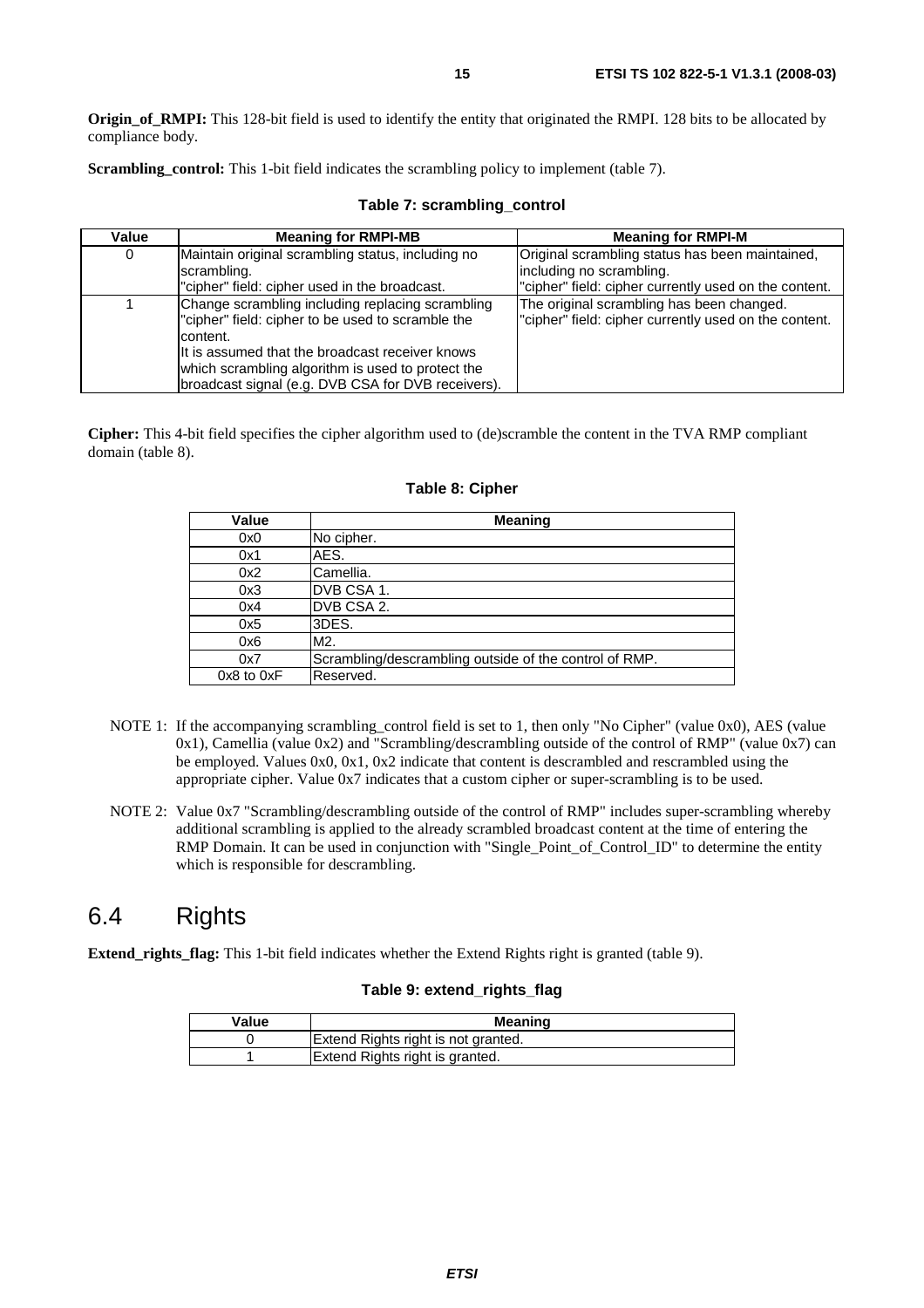**Origin_of_RMPI:** This 128-bit field is used to identify the entity that originated the RMPI. 128 bits to be allocated by compliance body.

**Scrambling_control:** This 1-bit field indicates the scrambling policy to implement (table 7).

**Table 7: scrambling_control**

| Value | Meaning for RMPI-MB | Meaning for RMPI-M |
|---|---|---|
| 0 | Maintain original scrambling status, including no scrambling.<br>"cipher" field: cipher used in the broadcast. | Original scrambling status has been maintained, including no scrambling.<br>"cipher" field: cipher currently used on the content. |
| 1 | Change scrambling including replacing scrambling "cipher" field: cipher to be used to scramble the content.<br>It is assumed that the broadcast receiver knows which scrambling algorithm is used to protect the broadcast signal (e.g. DVB CSA for DVB receivers). | The original scrambling has been changed.<br>"cipher" field: cipher currently used on the content. |

**Cipher:** This 4-bit field specifies the cipher algorithm used to (de)scramble the content in the TVA RMP compliant domain (table 8).

**Table 8: Cipher**

| Value | Meaning |
|---|---|
| 0x0 | No cipher. |
| 0x1 | AES. |
| 0x2 | Camellia. |
| 0x3 | DVB CSA 1. |
| 0x4 | DVB CSA 2. |
| 0x5 | 3DES. |
| 0x6 | M2. |
| 0x7 | Scrambling/descrambling outside of the control of RMP. |
| 0x8 to 0xF | Reserved. |

NOTE 1: If the accompanying scrambling_control field is set to 1, then only "No Cipher" (value 0x0), AES (value 0x1), Camellia (value 0x2) and "Scrambling/descrambling outside of the control of RMP" (value 0x7) can be employed. Values 0x0, 0x1, 0x2 indicate that content is descrambled and rescrambled using the appropriate cipher. Value 0x7 indicates that a custom cipher or super-scrambling is to be used.

NOTE 2: Value 0x7 "Scrambling/descrambling outside of the control of RMP" includes super-scrambling whereby additional scrambling is applied to the already scrambled broadcast content at the time of entering the RMP Domain. It can be used in conjunction with "Single_Point_of_Control_ID" to determine the entity which is responsible for descrambling.

## 6.4 Rights

**Extend_rights_flag:** This 1-bit field indicates whether the Extend Rights right is granted (table 9).

**Table 9: extend_rights_flag**

| Value | Meaning |
|---|---|
| 0 | Extend Rights right is not granted. |
| 1 | Extend Rights right is granted. |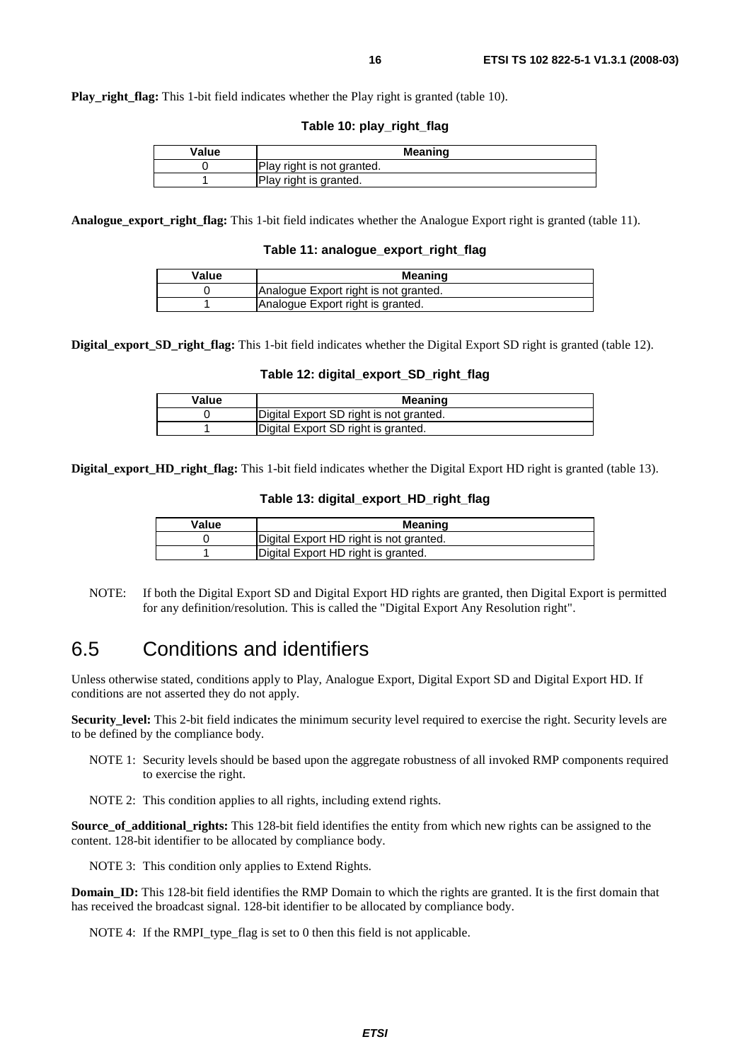**Play_right_flag:** This 1-bit field indicates whether the Play right is granted (table 10).

**Table 10: play_right_flag**

| Value | Meaning |
|---|---|
| 0 | Play right is not granted. |
| 1 | Play right is granted. |

**Analogue_export_right_flag:** This 1-bit field indicates whether the Analogue Export right is granted (table 11).

**Table 11: analogue_export_right_flag**

| Value | Meaning |
|---|---|
| 0 | Analogue Export right is not granted. |
| 1 | Analogue Export right is granted. |

**Digital_export_SD_right_flag:** This 1-bit field indicates whether the Digital Export SD right is granted (table 12).

**Table 12: digital_export_SD_right_flag**

| Value | Meaning |
|---|---|
| 0 | Digital Export SD right is not granted. |
| 1 | Digital Export SD right is granted. |

**Digital_export_HD_right_flag:** This 1-bit field indicates whether the Digital Export HD right is granted (table 13).

**Table 13: digital_export_HD_right_flag**

| Value | Meaning |
|---|---|
| 0 | Digital Export HD right is not granted. |
| 1 | Digital Export HD right is granted. |

NOTE: If both the Digital Export SD and Digital Export HD rights are granted, then Digital Export is permitted for any definition/resolution. This is called the "Digital Export Any Resolution right".

## 6.5 Conditions and identifiers

Unless otherwise stated, conditions apply to Play, Analogue Export, Digital Export SD and Digital Export HD. If conditions are not asserted they do not apply.

**Security_level:** This 2-bit field indicates the minimum security level required to exercise the right. Security levels are to be defined by the compliance body.

NOTE 1: Security levels should be based upon the aggregate robustness of all invoked RMP components required to exercise the right.

NOTE 2: This condition applies to all rights, including extend rights.

**Source_of_additional_rights:** This 128-bit field identifies the entity from which new rights can be assigned to the content. 128-bit identifier to be allocated by compliance body.

NOTE 3: This condition only applies to Extend Rights.

**Domain_ID:** This 128-bit field identifies the RMP Domain to which the rights are granted. It is the first domain that has received the broadcast signal. 128-bit identifier to be allocated by compliance body.

NOTE 4: If the RMPI_type_flag is set to 0 then this field is not applicable.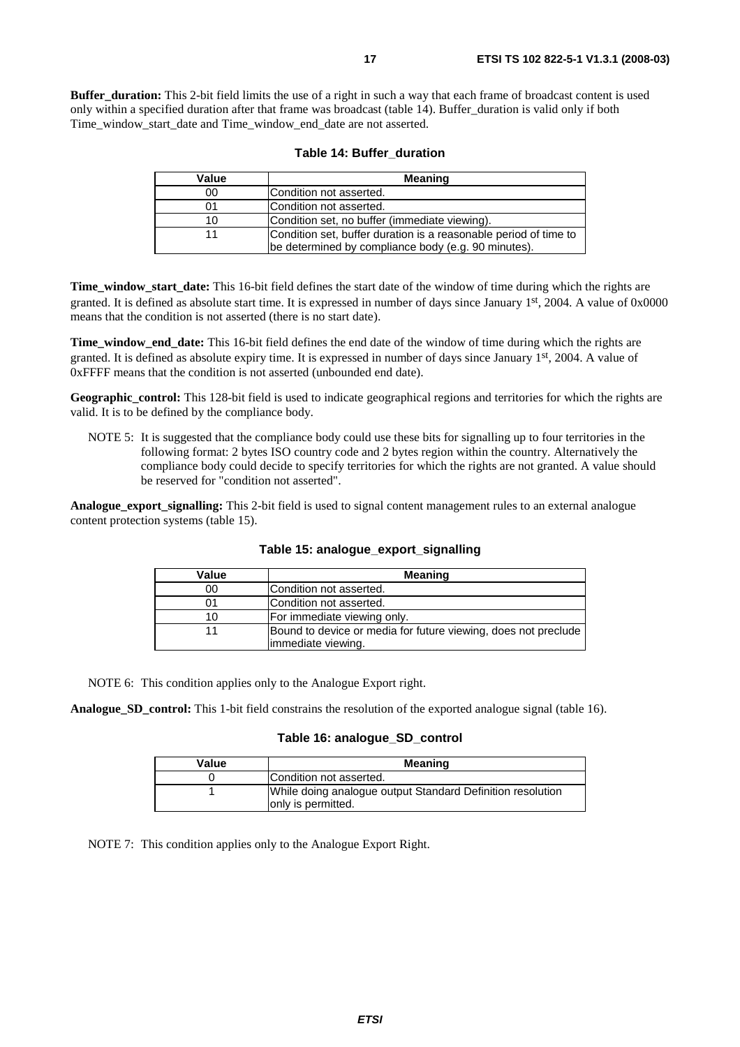**Buffer_duration:** This 2-bit field limits the use of a right in such a way that each frame of broadcast content is used only within a specified duration after that frame was broadcast (table 14). Buffer_duration is valid only if both Time_window_start_date and Time_window_end_date are not asserted.

**Table 14: Buffer_duration**

| Value | Meaning |
|---|---|
| 00 | Condition not asserted. |
| 01 | Condition not asserted. |
| 10 | Condition set, no buffer (immediate viewing). |
| 11 | Condition set, buffer duration is a reasonable period of time to be determined by compliance body (e.g. 90 minutes). |

**Time_window_start_date:** This 16-bit field defines the start date of the window of time during which the rights are granted. It is defined as absolute start time. It is expressed in number of days since January 1st, 2004. A value of 0x0000 means that the condition is not asserted (there is no start date).

**Time_window_end_date:** This 16-bit field defines the end date of the window of time during which the rights are granted. It is defined as absolute expiry time. It is expressed in number of days since January 1st, 2004. A value of 0xFFFF means that the condition is not asserted (unbounded end date).

**Geographic_control:** This 128-bit field is used to indicate geographical regions and territories for which the rights are valid. It is to be defined by the compliance body.

NOTE 5: It is suggested that the compliance body could use these bits for signalling up to four territories in the following format: 2 bytes ISO country code and 2 bytes region within the country. Alternatively the compliance body could decide to specify territories for which the rights are not granted. A value should be reserved for "condition not asserted".

**Analogue_export_signalling:** This 2-bit field is used to signal content management rules to an external analogue content protection systems (table 15).

**Table 15: analogue_export_signalling**

| Value | Meaning |
|---|---|
| 00 | Condition not asserted. |
| 01 | Condition not asserted. |
| 10 | For immediate viewing only. |
| 11 | Bound to device or media for future viewing, does not preclude immediate viewing. |

NOTE 6: This condition applies only to the Analogue Export right.

**Analogue_SD_control:** This 1-bit field constrains the resolution of the exported analogue signal (table 16).

**Table 16: analogue_SD_control**

| Value | Meaning |
|---|---|
| 0 | Condition not asserted. |
| 1 | While doing analogue output Standard Definition resolution only is permitted. |

NOTE 7: This condition applies only to the Analogue Export Right.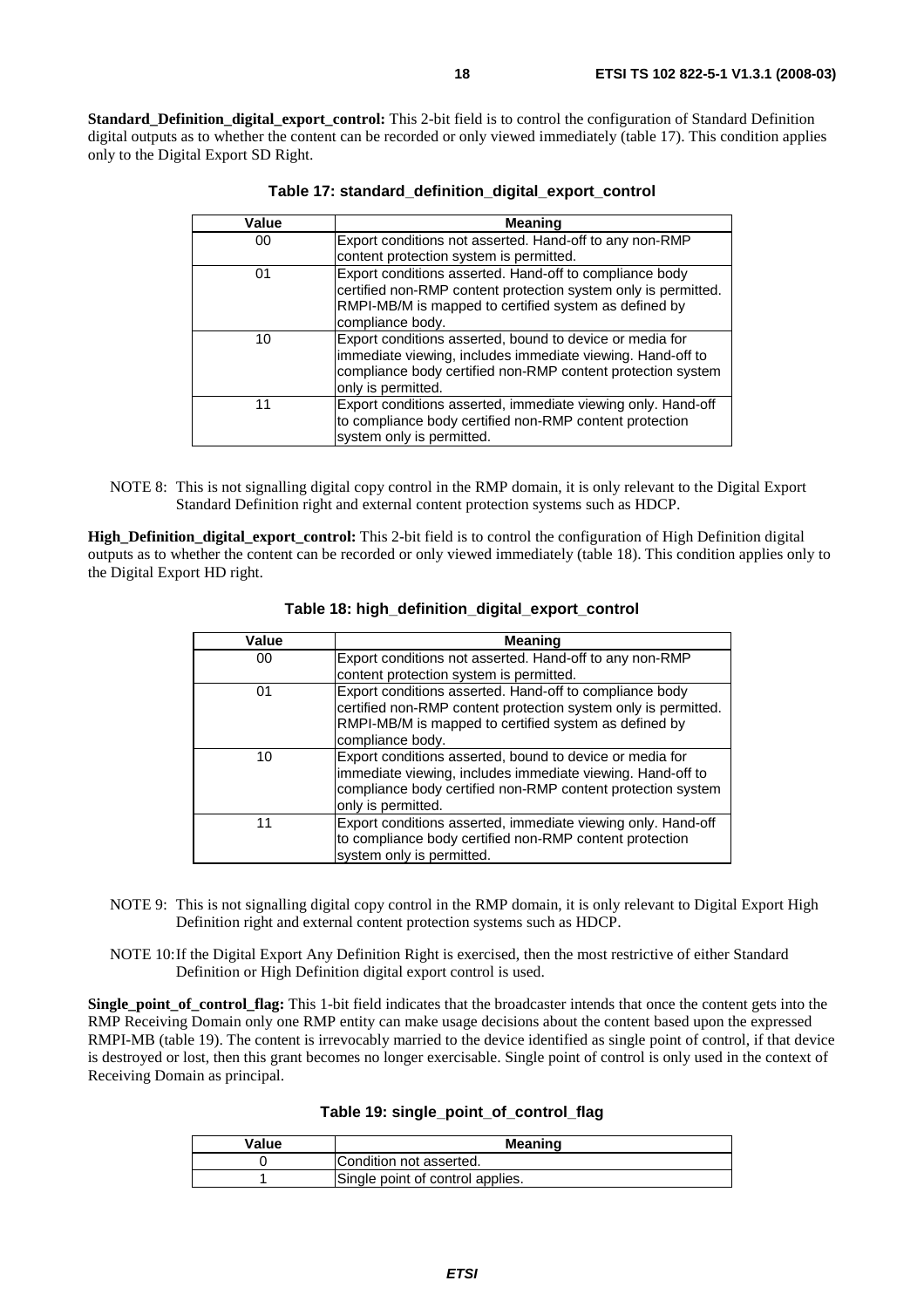**Standard_Definition_digital_export_control:** This 2-bit field is to control the configuration of Standard Definition digital outputs as to whether the content can be recorded or only viewed immediately (table 17). This condition applies only to the Digital Export SD Right.

**Table 17: standard_definition_digital_export_control**

| Value | Meaning |
|---|---|
| 00 | Export conditions not asserted. Hand-off to any non-RMP content protection system is permitted. |
| 01 | Export conditions asserted. Hand-off to compliance body certified non-RMP content protection system only is permitted. RMPI-MB/M is mapped to certified system as defined by compliance body. |
| 10 | Export conditions asserted, bound to device or media for immediate viewing, includes immediate viewing. Hand-off to compliance body certified non-RMP content protection system only is permitted. |
| 11 | Export conditions asserted, immediate viewing only. Hand-off to compliance body certified non-RMP content protection system only is permitted. |

NOTE 8: This is not signalling digital copy control in the RMP domain, it is only relevant to the Digital Export Standard Definition right and external content protection systems such as HDCP.

**High_Definition_digital_export_control:** This 2-bit field is to control the configuration of High Definition digital outputs as to whether the content can be recorded or only viewed immediately (table 18). This condition applies only to the Digital Export HD right.

**Table 18: high_definition_digital_export_control**

| Value | Meaning |
|---|---|
| 00 | Export conditions not asserted. Hand-off to any non-RMP content protection system is permitted. |
| 01 | Export conditions asserted. Hand-off to compliance body certified non-RMP content protection system only is permitted. RMPI-MB/M is mapped to certified system as defined by compliance body. |
| 10 | Export conditions asserted, bound to device or media for immediate viewing, includes immediate viewing. Hand-off to compliance body certified non-RMP content protection system only is permitted. |
| 11 | Export conditions asserted, immediate viewing only. Hand-off to compliance body certified non-RMP content protection system only is permitted. |

NOTE 9: This is not signalling digital copy control in the RMP domain, it is only relevant to Digital Export High Definition right and external content protection systems such as HDCP.

NOTE 10: If the Digital Export Any Definition Right is exercised, then the most restrictive of either Standard Definition or High Definition digital export control is used.

**Single_point_of_control_flag:** This 1-bit field indicates that the broadcaster intends that once the content gets into the RMP Receiving Domain only one RMP entity can make usage decisions about the content based upon the expressed RMPI-MB (table 19). The content is irrevocably married to the device identified as single point of control, if that device is destroyed or lost, then this grant becomes no longer exercisable. Single point of control is only used in the context of Receiving Domain as principal.

**Table 19: single_point_of_control_flag**

| Value | Meaning |
|---|---|
| 0 | Condition not asserted. |
| 1 | Single point of control applies. |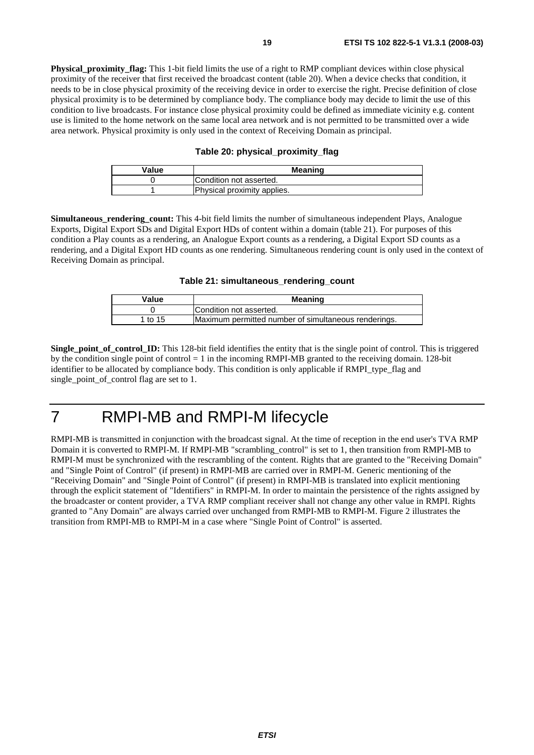**Physical_proximity_flag:** This 1-bit field limits the use of a right to RMP compliant devices within close physical proximity of the receiver that first received the broadcast content (table 20). When a device checks that condition, it needs to be in close physical proximity of the receiving device in order to exercise the right. Precise definition of close physical proximity is to be determined by compliance body. The compliance body may decide to limit the use of this condition to live broadcasts. For instance close physical proximity could be defined as immediate vicinity e.g. content use is limited to the home network on the same local area network and is not permitted to be transmitted over a wide area network. Physical proximity is only used in the context of Receiving Domain as principal.

**Table 20: physical_proximity_flag**

| Value | Meaning |
|---|---|
| 0 | Condition not asserted. |
| 1 | Physical proximity applies. |

**Simultaneous_rendering_count:** This 4-bit field limits the number of simultaneous independent Plays, Analogue Exports, Digital Export SDs and Digital Export HDs of content within a domain (table 21). For purposes of this condition a Play counts as a rendering, an Analogue Export counts as a rendering, a Digital Export SD counts as a rendering, and a Digital Export HD counts as one rendering. Simultaneous rendering count is only used in the context of Receiving Domain as principal.

**Table 21: simultaneous_rendering_count**

| Value | Meaning |
|---|---|
| 0 | Condition not asserted. |
| 1 to 15 | Maximum permitted number of simultaneous renderings. |

**Single_point_of_control_ID:** This 128-bit field identifies the entity that is the single point of control. This is triggered by the condition single point of control = 1 in the incoming RMPI-MB granted to the receiving domain. 128-bit identifier to be allocated by compliance body. This condition is only applicable if RMPI_type_flag and single_point_of_control flag are set to 1.

# 7 RMPI-MB and RMPI-M lifecycle

RMPI-MB is transmitted in conjunction with the broadcast signal. At the time of reception in the end user's TVA RMP Domain it is converted to RMPI-M. If RMPI-MB "scrambling_control" is set to 1, then transition from RMPI-MB to RMPI-M must be synchronized with the rescrambling of the content. Rights that are granted to the "Receiving Domain" and "Single Point of Control" (if present) in RMPI-MB are carried over in RMPI-M. Generic mentioning of the "Receiving Domain" and "Single Point of Control" (if present) in RMPI-MB is translated into explicit mentioning through the explicit statement of "Identifiers" in RMPI-M. In order to maintain the persistence of the rights assigned by the broadcaster or content provider, a TVA RMP compliant receiver shall not change any other value in RMPI. Rights granted to "Any Domain" are always carried over unchanged from RMPI-MB to RMPI-M. Figure 2 illustrates the transition from RMPI-MB to RMPI-M in a case where "Single Point of Control" is asserted.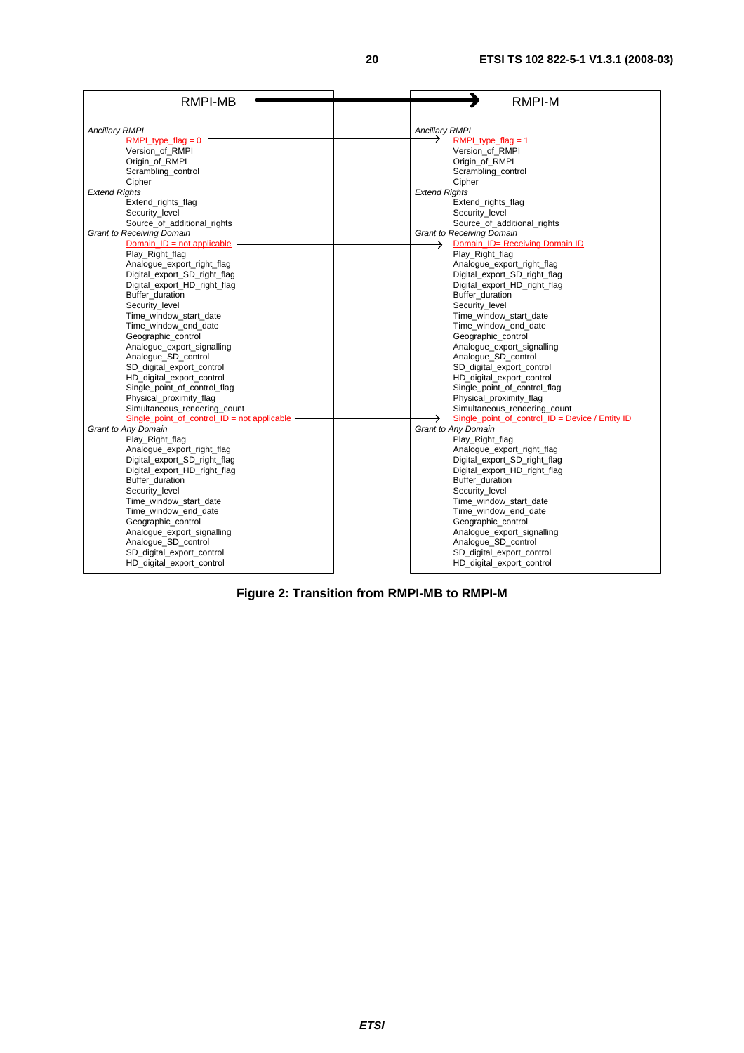| RMPI-MB | RMPI-M |
|---|---|
| *Ancillary RMPI* | *Ancillary RMPI* |
| RMPI_type_flag = 0 | RMPI_type_flag = 1 |
| Version_of_RMPI | Version_of_RMPI |
| Origin_of_RMPI | Origin_of_RMPI |
| Scrambling_control | Scrambling_control |
| Cipher | Cipher |
| *Extend Rights* | *Extend Rights* |
| Extend_rights_flag | Extend_rights_flag |
| Security_level | Security_level |
| Source_of_additional_rights | Source_of_additional_rights |
| *Grant to Receiving Domain* | *Grant to Receiving Domain* |
| Domain_ID = not applicable | Domain_ID= Receiving Domain ID |
| Play_Right_flag | Play_Right_flag |
| Analogue_export_right_flag | Analogue_export_right_flag |
| Digital_export_SD_right_flag | Digital_export_SD_right_flag |
| Digital_export_HD_right_flag | Digital_export_HD_right_flag |
| Buffer_duration | Buffer_duration |
| Security_level | Security_level |
| Time_window_start_date | Time_window_start_date |
| Time_window_end_date | Time_window_end_date |
| Geographic_control | Geographic_control |
| Analogue_export_signalling | Analogue_export_signalling |
| Analogue_SD_control | Analogue_SD_control |
| SD_digital_export_control | SD_digital_export_control |
| HD_digital_export_control | HD_digital_export_control |
| Single_point_of_control_flag | Single_point_of_control_flag |
| Physical_proximity_flag | Physical_proximity_flag |
| Simultaneous_rendering_count | Simultaneous_rendering_count |
| Single_point_of_control_ID = not applicable | Single_point_of_control_ID = Device / Entity ID |
| *Grant to Any Domain* | *Grant to Any Domain* |
| Play_Right_flag | Play_Right_flag |
| Analogue_export_right_flag | Analogue_export_right_flag |
| Digital_export_SD_right_flag | Digital_export_SD_right_flag |
| Digital_export_HD_right_flag | Digital_export_HD_right_flag |
| Buffer_duration | Buffer_duration |
| Security_level | Security_level |
| Time_window_start_date | Time_window_start_date |
| Time_window_end_date | Time_window_end_date |
| Geographic_control | Geographic_control |
| Analogue_export_signalling | Analogue_export_signalling |
| Analogue_SD_control | Analogue_SD_control |
| SD_digital_export_control | SD_digital_export_control |
| HD_digital_export_control | HD_digital_export_control |

**Figure 2: Transition from RMPI-MB to RMPI-M**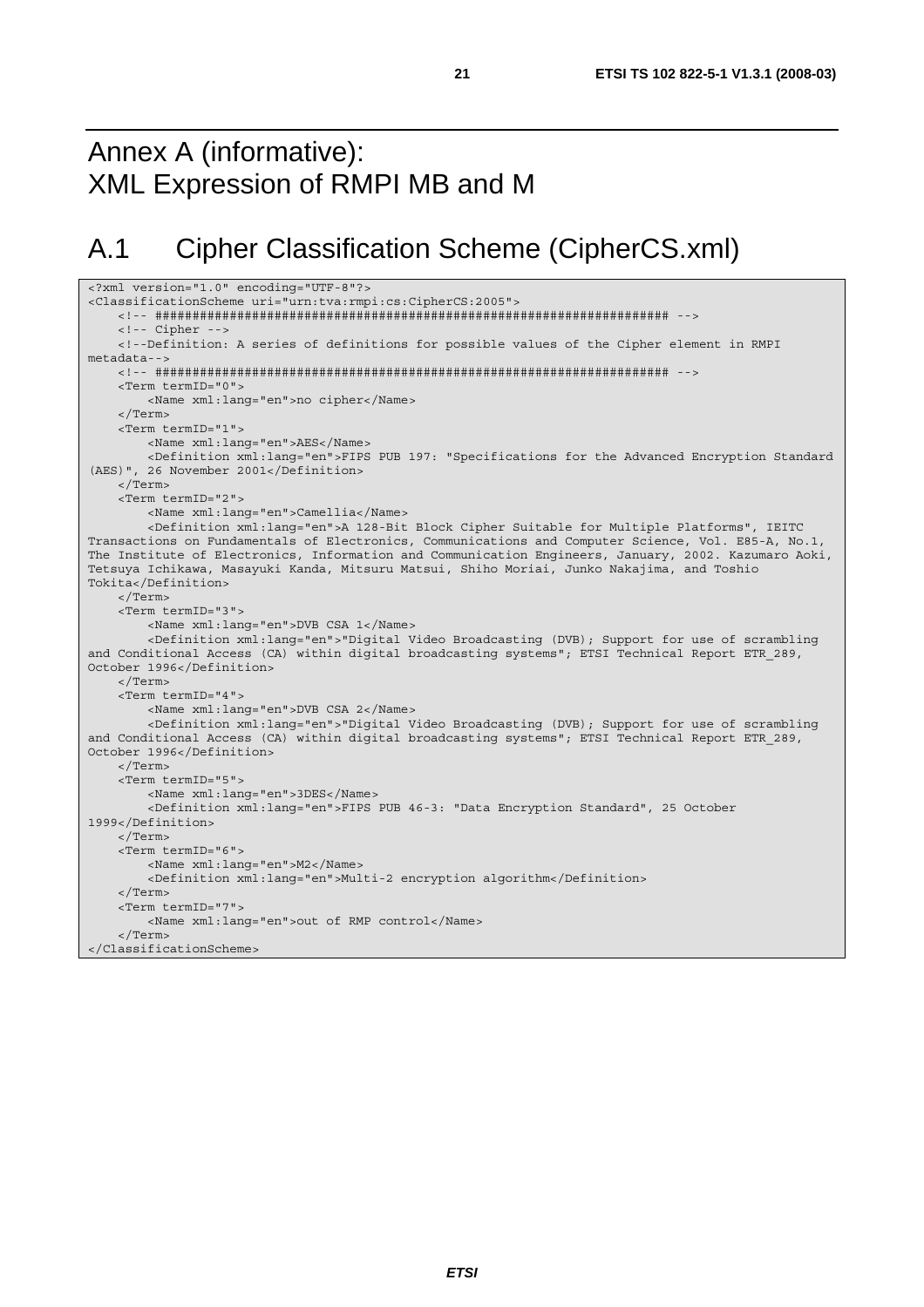# Annex A (informative): XML Expression of RMPI MB and M

## A.1 Cipher Classification Scheme (CipherCS.xml)

```
<?xml version="1.0" encoding="UTF-8"?>
<ClassificationScheme uri="urn:tva:rmpi:cs:CipherCS:2005">
    <!-- ##################################################################### -->
    <!-- Cipher -->
    <!--Definition: A series of definitions for possible values of the Cipher element in RMPI
metadata-->
    <!-- ##################################################################### -->
    <Term termID="0">
        <Name xml:lang="en">no cipher</Name>
    </Term>
    <Term termID="1">
        <Name xml:lang="en">AES</Name>
        <Definition xml:lang="en">FIPS PUB 197: "Specifications for the Advanced Encryption Standard
(AES)", 26 November 2001</Definition>
    </Term>
    <Term termID="2">
        <Name xml:lang="en">Camellia</Name>
        <Definition xml:lang="en">A 128-Bit Block Cipher Suitable for Multiple Platforms", IEITC
Transactions on Fundamentals of Electronics, Communications and Computer Science, Vol. E85-A, No.1,
The Institute of Electronics, Information and Communication Engineers, January, 2002. Kazumaro Aoki,
Tetsuya Ichikawa, Masayuki Kanda, Mitsuru Matsui, Shiho Moriai, Junko Nakajima, and Toshio
Tokita</Definition>
    </Term>
    <Term termID="3">
        <Name xml:lang="en">DVB CSA 1</Name>
        <Definition xml:lang="en">"Digital Video Broadcasting (DVB); Support for use of scrambling
and Conditional Access (CA) within digital broadcasting systems"; ETSI Technical Report ETR_289,
October 1996</Definition>
    </Term>
    <Term termID="4">
        <Name xml:lang="en">DVB CSA 2</Name>
        <Definition xml:lang="en">"Digital Video Broadcasting (DVB); Support for use of scrambling
and Conditional Access (CA) within digital broadcasting systems"; ETSI Technical Report ETR_289,
October 1996</Definition>
    </Term>
    <Term termID="5">
        <Name xml:lang="en">3DES</Name>
        <Definition xml:lang="en">FIPS PUB 46-3: "Data Encryption Standard", 25 October
1999</Definition>
    </Term>
    <Term termID="6">
        <Name xml:lang="en">M2</Name>
        <Definition xml:lang="en">Multi-2 encryption algorithm</Definition>
    </Term>
    <Term termID="7">
        <Name xml:lang="en">out of RMP control</Name>
    </Term>
</ClassificationScheme>
```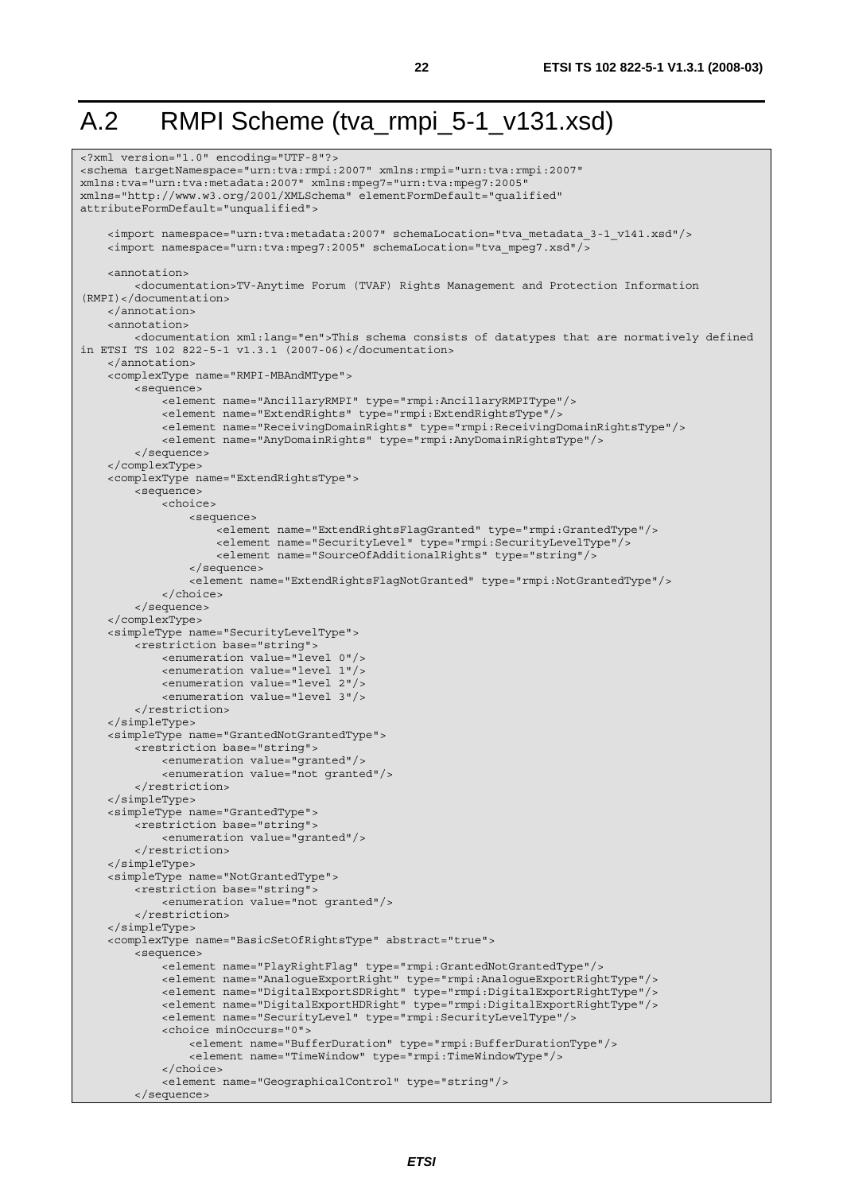# A.2 RMPI Scheme (tva_rmpi_5-1_v131.xsd)

```
<?xml version="1.0" encoding="UTF-8"?>
<schema targetNamespace="urn:tva:rmpi:2007" xmlns:rmpi="urn:tva:rmpi:2007"
xmlns:tva="urn:tva:metadata:2007" xmlns:mpeg7="urn:tva:mpeg7:2005"
xmlns="http://www.w3.org/2001/XMLSchema" elementFormDefault="qualified"
attributeFormDefault="unqualified">

    <import namespace="urn:tva:metadata:2007" schemaLocation="tva_metadata_3-1_v141.xsd"/>
    <import namespace="urn:tva:mpeg7:2005" schemaLocation="tva_mpeg7.xsd"/>

    <annotation>
        <documentation>TV-Anytime Forum (TVAF) Rights Management and Protection Information
(RMPI)</documentation>
    </annotation>
    <annotation>
        <documentation xml:lang="en">This schema consists of datatypes that are normatively defined
in ETSI TS 102 822-5-1 v1.3.1 (2007-06)</documentation>
    </annotation>
    <complexType name="RMPI-MBAndMType">
        <sequence>
            <element name="AncillaryRMPI" type="rmpi:AncillaryRMPIType"/>
            <element name="ExtendRights" type="rmpi:ExtendRightsType"/>
            <element name="ReceivingDomainRights" type="rmpi:ReceivingDomainRightsType"/>
            <element name="AnyDomainRights" type="rmpi:AnyDomainRightsType"/>
        </sequence>
    </complexType>
    <complexType name="ExtendRightsType">
        <sequence>
            <choice>
                <sequence>
                    <element name="ExtendRightsFlagGranted" type="rmpi:GrantedType"/>
                    <element name="SecurityLevel" type="rmpi:SecurityLevelType"/>
                    <element name="SourceOfAdditionalRights" type="string"/>
                </sequence>
                <element name="ExtendRightsFlagNotGranted" type="rmpi:NotGrantedType"/>
            </choice>
        </sequence>
    </complexType>
    <simpleType name="SecurityLevelType">
        <restriction base="string">
            <enumeration value="level 0"/>
            <enumeration value="level 1"/>
            <enumeration value="level 2"/>
            <enumeration value="level 3"/>
        </restriction>
    </simpleType>
    <simpleType name="GrantedNotGrantedType">
        <restriction base="string">
            <enumeration value="granted"/>
            <enumeration value="not granted"/>
        </restriction>
    </simpleType>
    <simpleType name="GrantedType">
        <restriction base="string">
            <enumeration value="granted"/>
        </restriction>
    </simpleType>
    <simpleType name="NotGrantedType">
        <restriction base="string">
            <enumeration value="not granted"/>
        </restriction>
    </simpleType>
    <complexType name="BasicSetOfRightsType" abstract="true">
        <sequence>
            <element name="PlayRightFlag" type="rmpi:GrantedNotGrantedType"/>
            <element name="AnalogueExportRight" type="rmpi:AnalogueExportRightType"/>
            <element name="DigitalExportSDRight" type="rmpi:DigitalExportRightType"/>
            <element name="DigitalExportHDRight" type="rmpi:DigitalExportRightType"/>
            <element name="SecurityLevel" type="rmpi:SecurityLevelType"/>
            <choice minOccurs="0">
                <element name="BufferDuration" type="rmpi:BufferDurationType"/>
                <element name="TimeWindow" type="rmpi:TimeWindowType"/>
            </choice>
            <element name="GeographicalControl" type="string"/>
        </sequence>
```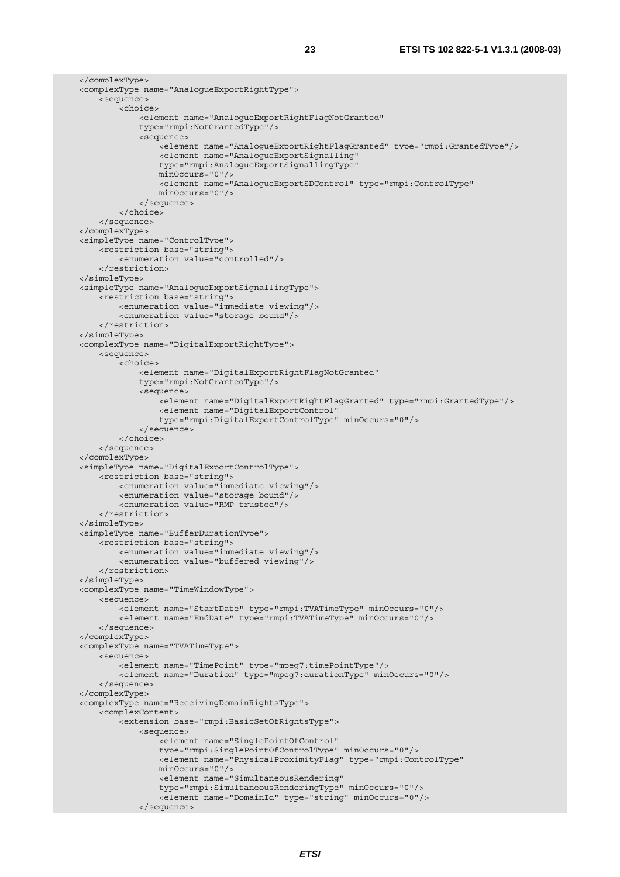```
    </complexType>
    <complexType name="AnalogueExportRightType">
        <sequence>
            <choice>
                <element name="AnalogueExportRightFlagNotGranted"
                type="rmpi:NotGrantedType"/>
                <sequence>
                    <element name="AnalogueExportRightFlagGranted" type="rmpi:GrantedType"/>
                    <element name="AnalogueExportSignalling"
                    type="rmpi:AnalogueExportSignallingType"
                    minOccurs="0"/>
                    <element name="AnalogueExportSDControl" type="rmpi:ControlType"
                    minOccurs="0"/>
                </sequence>
            </choice>
        </sequence>
    </complexType>
    <simpleType name="ControlType">
        <restriction base="string">
            <enumeration value="controlled"/>
        </restriction>
    </simpleType>
    <simpleType name="AnalogueExportSignallingType">
        <restriction base="string">
            <enumeration value="immediate viewing"/>
            <enumeration value="storage bound"/>
        </restriction>
    </simpleType>
    <complexType name="DigitalExportRightType">
        <sequence>
            <choice>
                <element name="DigitalExportRightFlagNotGranted"
                type="rmpi:NotGrantedType"/>
                <sequence>
                    <element name="DigitalExportRightFlagGranted" type="rmpi:GrantedType"/>
                    <element name="DigitalExportControl"
                    type="rmpi:DigitalExportControlType" minOccurs="0"/>
                </sequence>
            </choice>
        </sequence>
    </complexType>
    <simpleType name="DigitalExportControlType">
        <restriction base="string">
            <enumeration value="immediate viewing"/>
            <enumeration value="storage bound"/>
            <enumeration value="RMP trusted"/>
        </restriction>
    </simpleType>
    <simpleType name="BufferDurationType">
        <restriction base="string">
            <enumeration value="immediate viewing"/>
            <enumeration value="buffered viewing"/>
        </restriction>
    </simpleType>
    <complexType name="TimeWindowType">
        <sequence>
            <element name="StartDate" type="rmpi:TVATimeType" minOccurs="0"/>
            <element name="EndDate" type="rmpi:TVATimeType" minOccurs="0"/>
        </sequence>
    </complexType>
    <complexType name="TVATimeType">
        <sequence>
            <element name="TimePoint" type="mpeg7:timePointType"/>
            <element name="Duration" type="mpeg7:durationType" minOccurs="0"/>
        </sequence>
    </complexType>
    <complexType name="ReceivingDomainRightsType">
        <complexContent>
            <extension base="rmpi:BasicSetOfRightsType">
                <sequence>
                    <element name="SinglePointOfControl"
                    type="rmpi:SinglePointOfControlType" minOccurs="0"/>
                    <element name="PhysicalProximityFlag" type="rmpi:ControlType"
                    minOccurs="0"/>
                    <element name="SimultaneousRendering"
                    type="rmpi:SimultaneousRenderingType" minOccurs="0"/>
                    <element name="DomainId" type="string" minOccurs="0"/>
                </sequence>
```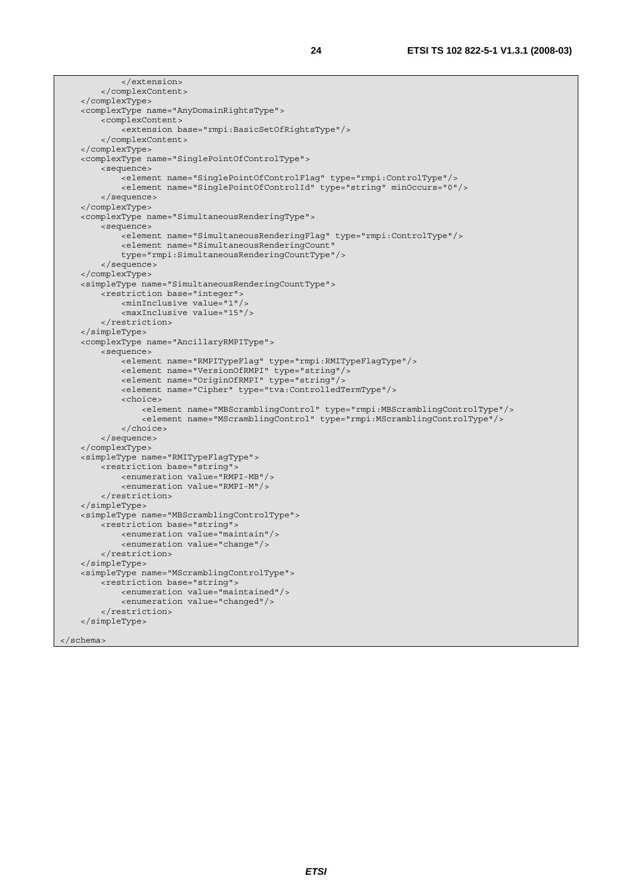```xml
            </extension>
        </complexContent>
    </complexType>
    <complexType name="AnyDomainRightsType">
        <complexContent>
            <extension base="rmpi:BasicSetOfRightsType"/>
        </complexContent>
    </complexType>
    <complexType name="SinglePointOfControlType">
        <sequence>
            <element name="SinglePointOfControlFlag" type="rmpi:ControlType"/>
            <element name="SinglePointOfControlId" type="string" minOccurs="0"/>
        </sequence>
    </complexType>
    <complexType name="SimultaneousRenderingType">
        <sequence>
            <element name="SimultaneousRenderingFlag" type="rmpi:ControlType"/>
            <element name="SimultaneousRenderingCount"
            type="rmpi:SimultaneousRenderingCountType"/>
        </sequence>
    </complexType>
    <simpleType name="SimultaneousRenderingCountType">
        <restriction base="integer">
            <minInclusive value="1"/>
            <maxInclusive value="15"/>
        </restriction>
    </simpleType>
    <complexType name="AncillaryRMPIType">
        <sequence>
            <element name="RMPITypeFlag" type="rmpi:RMITypeFlagType"/>
            <element name="VersionOfRMPI" type="string"/>
            <element name="OriginOfRMPI" type="string"/>
            <element name="Cipher" type="tva:ControlledTermType"/>
            <choice>
                <element name="MBScramblingControl" type="rmpi:MBScramblingControlType"/>
                <element name="MScramblingControl" type="rmpi:MScramblingControlType"/>
            </choice>
        </sequence>
    </complexType>
    <simpleType name="RMITypeFlagType">
        <restriction base="string">
            <enumeration value="RMPI-MB"/>
            <enumeration value="RMPI-M"/>
        </restriction>
    </simpleType>
    <simpleType name="MBScramblingControlType">
        <restriction base="string">
            <enumeration value="maintain"/>
            <enumeration value="change"/>
        </restriction>
    </simpleType>
    <simpleType name="MScramblingControlType">
        <restriction base="string">
            <enumeration value="maintained"/>
            <enumeration value="changed"/>
        </restriction>
    </simpleType>

</schema>
```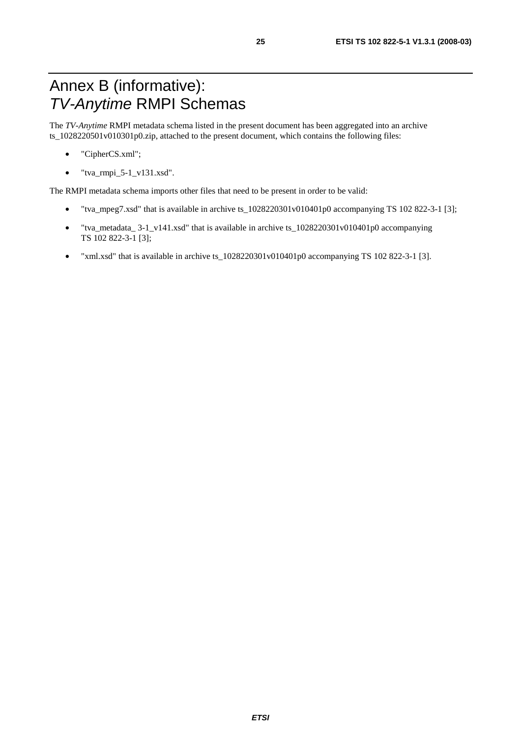# Annex B (informative): *TV-Anytime* RMPI Schemas

The *TV-Anytime* RMPI metadata schema listed in the present document has been aggregated into an archive ts_1028220501v010301p0.zip, attached to the present document, which contains the following files:

- "CipherCS.xml";
- "tva_rmpi_5-1_v131.xsd".

The RMPI metadata schema imports other files that need to be present in order to be valid:

- "tva_mpeg7.xsd" that is available in archive ts_1028220301v010401p0 accompanying TS 102 822-3-1 [3];
- "tva_metadata_ 3-1_v141.xsd" that is available in archive ts_1028220301v010401p0 accompanying TS 102 822-3-1 [3];
- "xml.xsd" that is available in archive ts_1028220301v010401p0 accompanying TS 102 822-3-1 [3].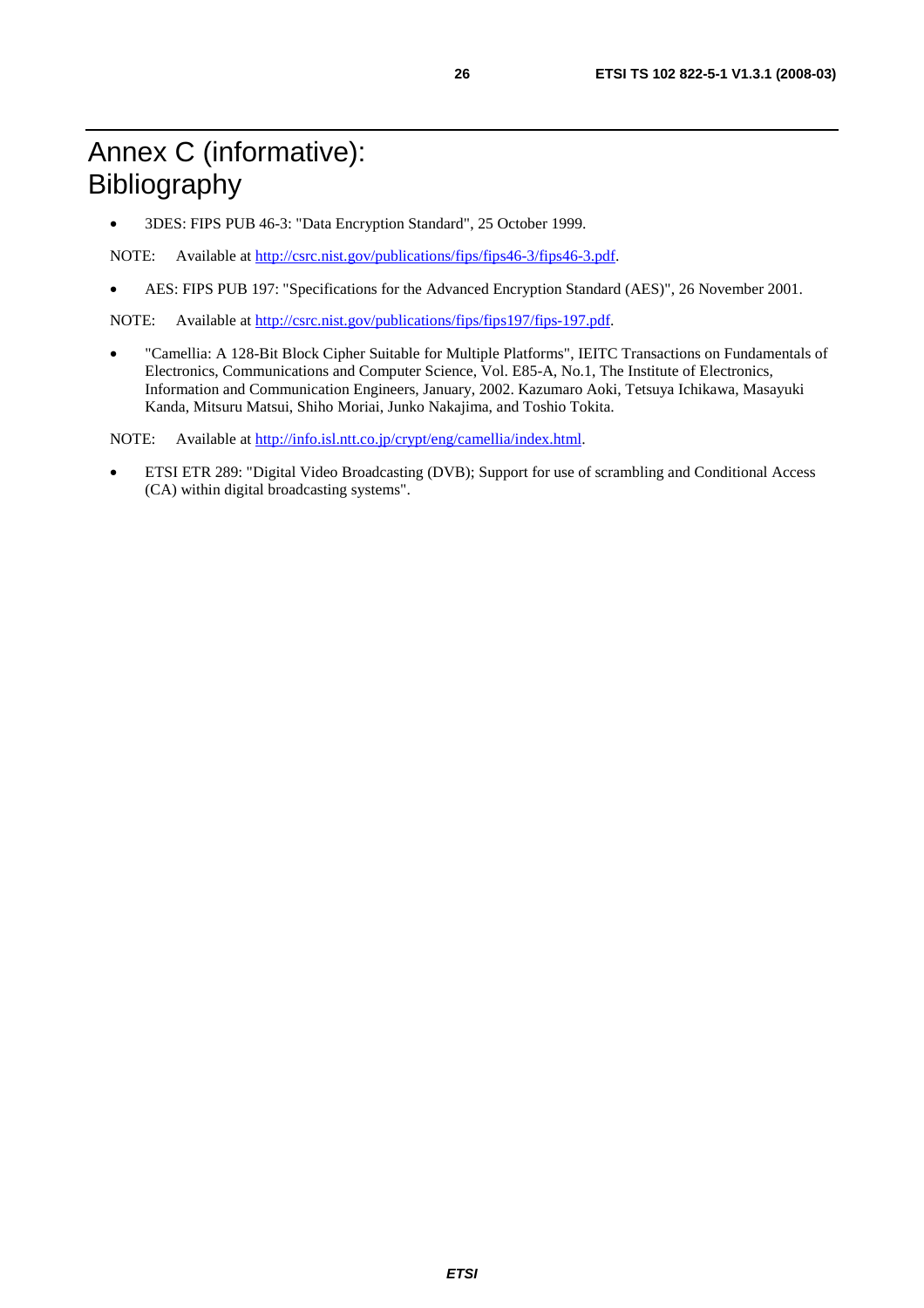# Annex C (informative): Bibliography

- 3DES: FIPS PUB 46-3: "Data Encryption Standard", 25 October 1999.

NOTE: Available at http://csrc.nist.gov/publications/fips/fips46-3/fips46-3.pdf.

- AES: FIPS PUB 197: "Specifications for the Advanced Encryption Standard (AES)", 26 November 2001.

NOTE: Available at http://csrc.nist.gov/publications/fips/fips197/fips-197.pdf.

- "Camellia: A 128-Bit Block Cipher Suitable for Multiple Platforms", IEITC Transactions on Fundamentals of Electronics, Communications and Computer Science, Vol. E85-A, No.1, The Institute of Electronics, Information and Communication Engineers, January, 2002. Kazumaro Aoki, Tetsuya Ichikawa, Masayuki Kanda, Mitsuru Matsui, Shiho Moriai, Junko Nakajima, and Toshio Tokita.

NOTE: Available at http://info.isl.ntt.co.jp/crypt/eng/camellia/index.html.

- ETSI ETR 289: "Digital Video Broadcasting (DVB); Support for use of scrambling and Conditional Access (CA) within digital broadcasting systems".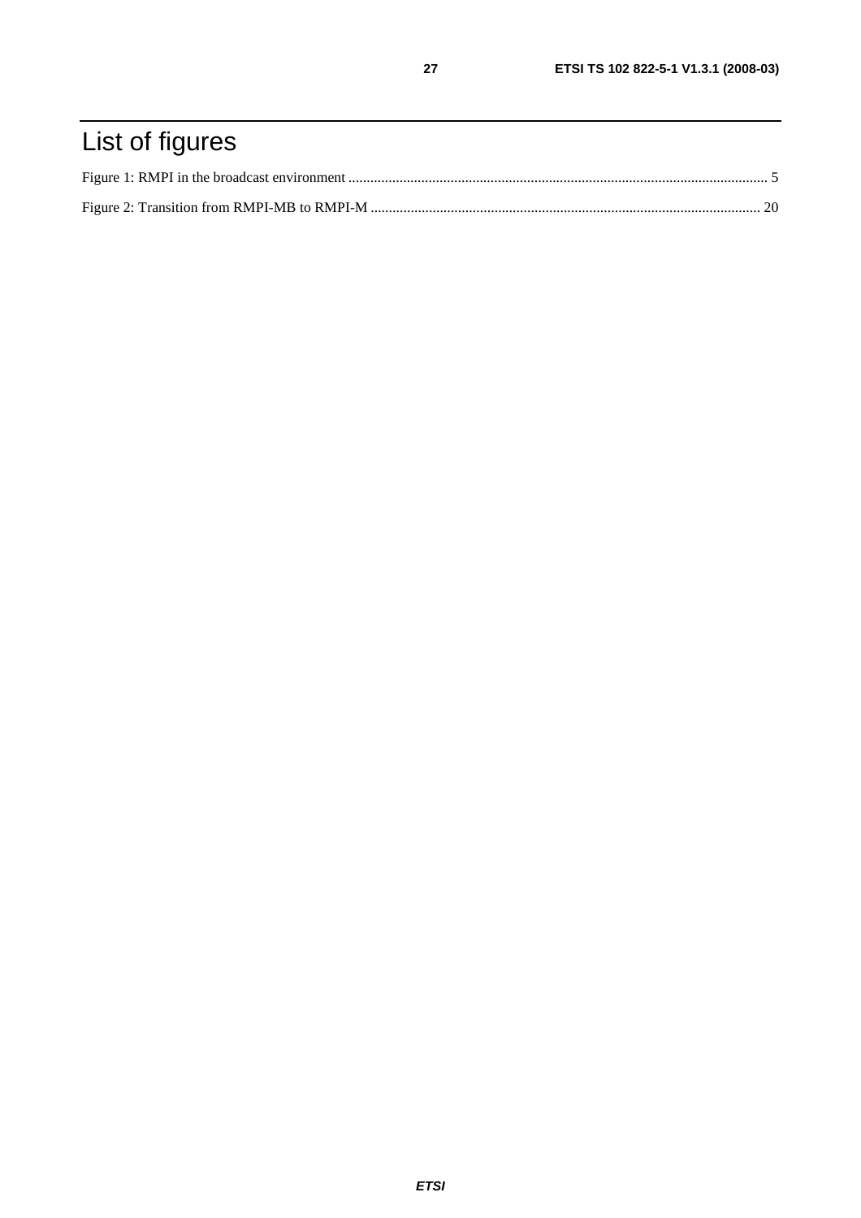# List of figures

Figure 1: RMPI in the broadcast environment ................................................................................................................... 5

Figure 2: Transition from RMPI-MB to RMPI-M ........................................................................................................... 20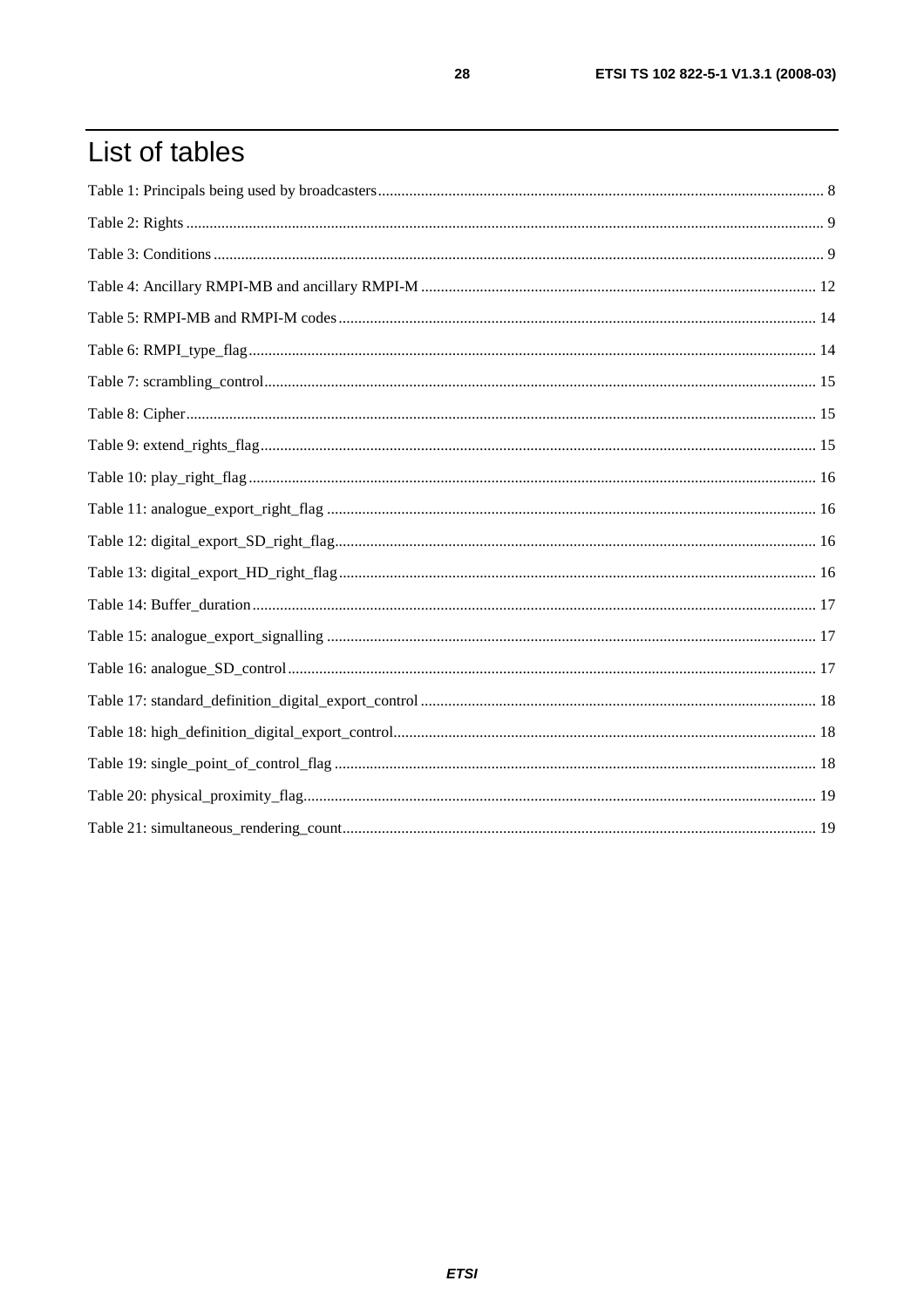# List of tables

Table 1: Principals being used by broadcasters ........ 8

Table 2: Rights ........ 9

Table 3: Conditions ........ 9

Table 4: Ancillary RMPI-MB and ancillary RMPI-M ........ 12

Table 5: RMPI-MB and RMPI-M codes ........ 14

Table 6: RMPI_type_flag ........ 14

Table 7: scrambling_control ........ 15

Table 8: Cipher ........ 15

Table 9: extend_rights_flag ........ 15

Table 10: play_right_flag ........ 16

Table 11: analogue_export_right_flag ........ 16

Table 12: digital_export_SD_right_flag ........ 16

Table 13: digital_export_HD_right_flag ........ 16

Table 14: Buffer_duration ........ 17

Table 15: analogue_export_signalling ........ 17

Table 16: analogue_SD_control ........ 17

Table 17: standard_definition_digital_export_control ........ 18

Table 18: high_definition_digital_export_control ........ 18

Table 19: single_point_of_control_flag ........ 18

Table 20: physical_proximity_flag ........ 19

Table 21: simultaneous_rendering_count ........ 19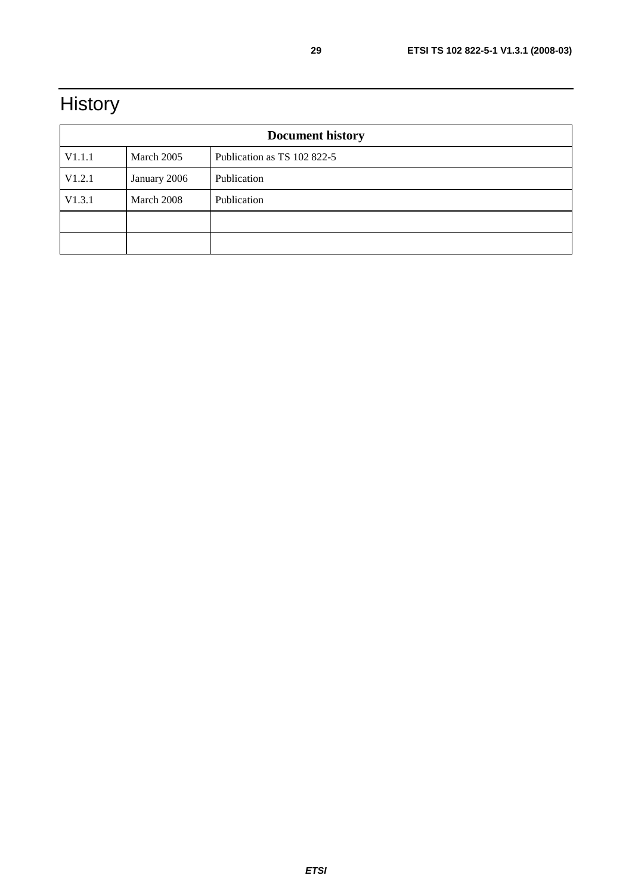# History

| Document history | | |
|---|---|---|
| V1.1.1 | March 2005 | Publication as TS 102 822-5 |
| V1.2.1 | January 2006 | Publication |
| V1.3.1 | March 2008 | Publication |
| | | |
| | | |